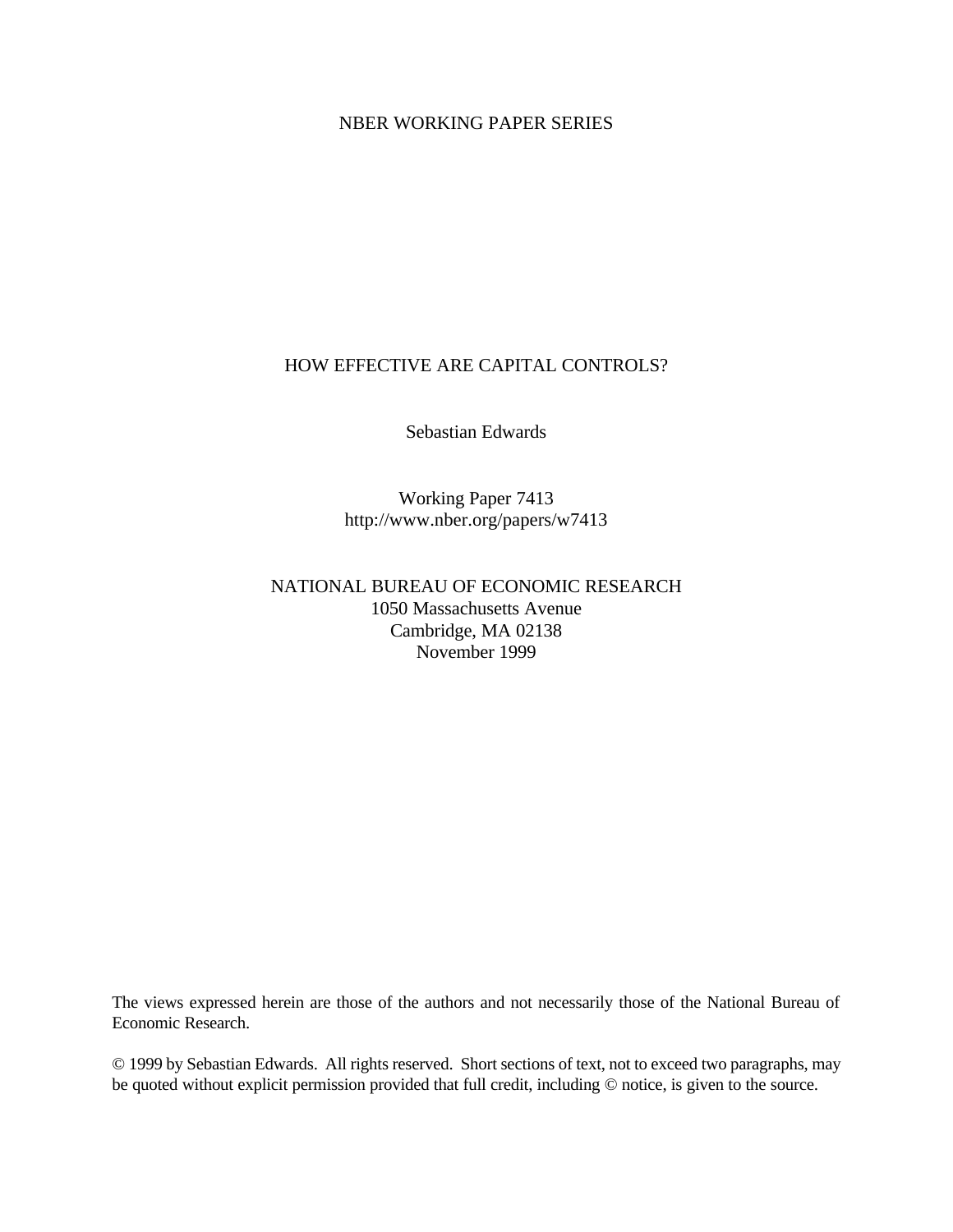NBER WORKING PAPER SERIES

# HOW EFFECTIVE ARE CAPITAL CONTROLS?

Sebastian Edwards

Working Paper 7413
http://www.nber.org/papers/w7413

NATIONAL BUREAU OF ECONOMIC RESEARCH
1050 Massachusetts Avenue
Cambridge, MA 02138
November 1999

The views expressed herein are those of the authors and not necessarily those of the National Bureau of Economic Research.

© 1999 by Sebastian Edwards. All rights reserved. Short sections of text, not to exceed two paragraphs, may be quoted without explicit permission provided that full credit, including © notice, is given to the source.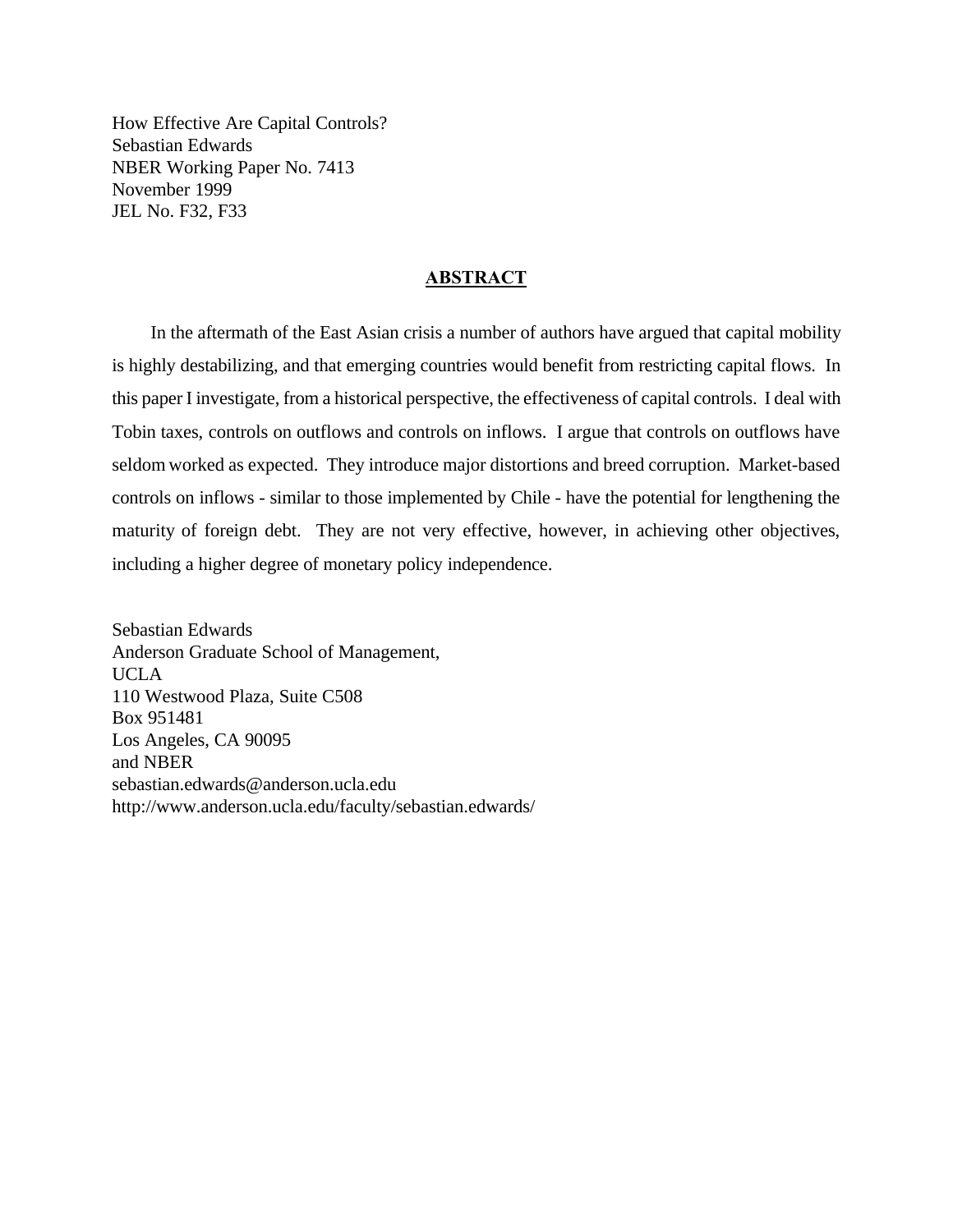How Effective Are Capital Controls?
Sebastian Edwards
NBER Working Paper No. 7413
November 1999
JEL No. F32, F33

## ABSTRACT

In the aftermath of the East Asian crisis a number of authors have argued that capital mobility is highly destabilizing, and that emerging countries would benefit from restricting capital flows. In this paper I investigate, from a historical perspective, the effectiveness of capital controls. I deal with Tobin taxes, controls on outflows and controls on inflows. I argue that controls on outflows have seldom worked as expected. They introduce major distortions and breed corruption. Market-based controls on inflows - similar to those implemented by Chile - have the potential for lengthening the maturity of foreign debt. They are not very effective, however, in achieving other objectives, including a higher degree of monetary policy independence.

Sebastian Edwards
Anderson Graduate School of Management,
UCLA
110 Westwood Plaza, Suite C508
Box 951481
Los Angeles, CA 90095
and NBER
sebastian.edwards@anderson.ucla.edu
http://www.anderson.ucla.edu/faculty/sebastian.edwards/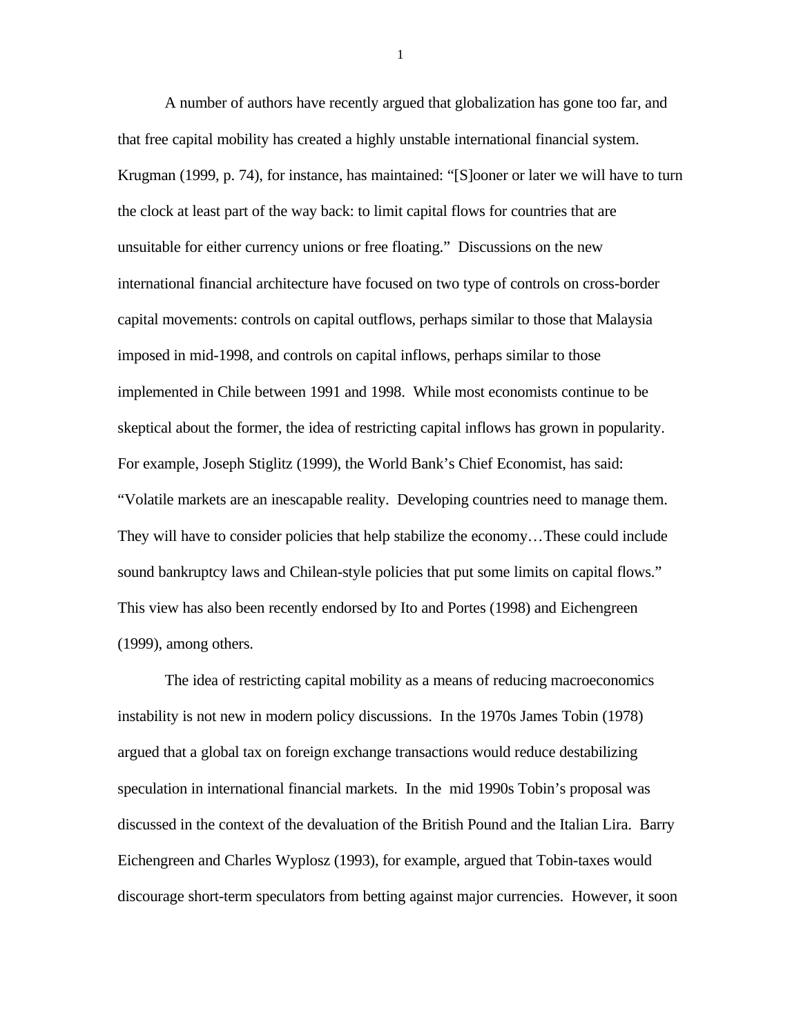A number of authors have recently argued that globalization has gone too far, and that free capital mobility has created a highly unstable international financial system. Krugman (1999, p. 74), for instance, has maintained: "[S]ooner or later we will have to turn the clock at least part of the way back: to limit capital flows for countries that are unsuitable for either currency unions or free floating." Discussions on the new international financial architecture have focused on two type of controls on cross-border capital movements: controls on capital outflows, perhaps similar to those that Malaysia imposed in mid-1998, and controls on capital inflows, perhaps similar to those implemented in Chile between 1991 and 1998. While most economists continue to be skeptical about the former, the idea of restricting capital inflows has grown in popularity. For example, Joseph Stiglitz (1999), the World Bank's Chief Economist, has said: "Volatile markets are an inescapable reality. Developing countries need to manage them. They will have to consider policies that help stabilize the economy…These could include sound bankruptcy laws and Chilean-style policies that put some limits on capital flows." This view has also been recently endorsed by Ito and Portes (1998) and Eichengreen (1999), among others.

The idea of restricting capital mobility as a means of reducing macroeconomics instability is not new in modern policy discussions. In the 1970s James Tobin (1978) argued that a global tax on foreign exchange transactions would reduce destabilizing speculation in international financial markets. In the mid 1990s Tobin's proposal was discussed in the context of the devaluation of the British Pound and the Italian Lira. Barry Eichengreen and Charles Wyplosz (1993), for example, argued that Tobin-taxes would discourage short-term speculators from betting against major currencies. However, it soon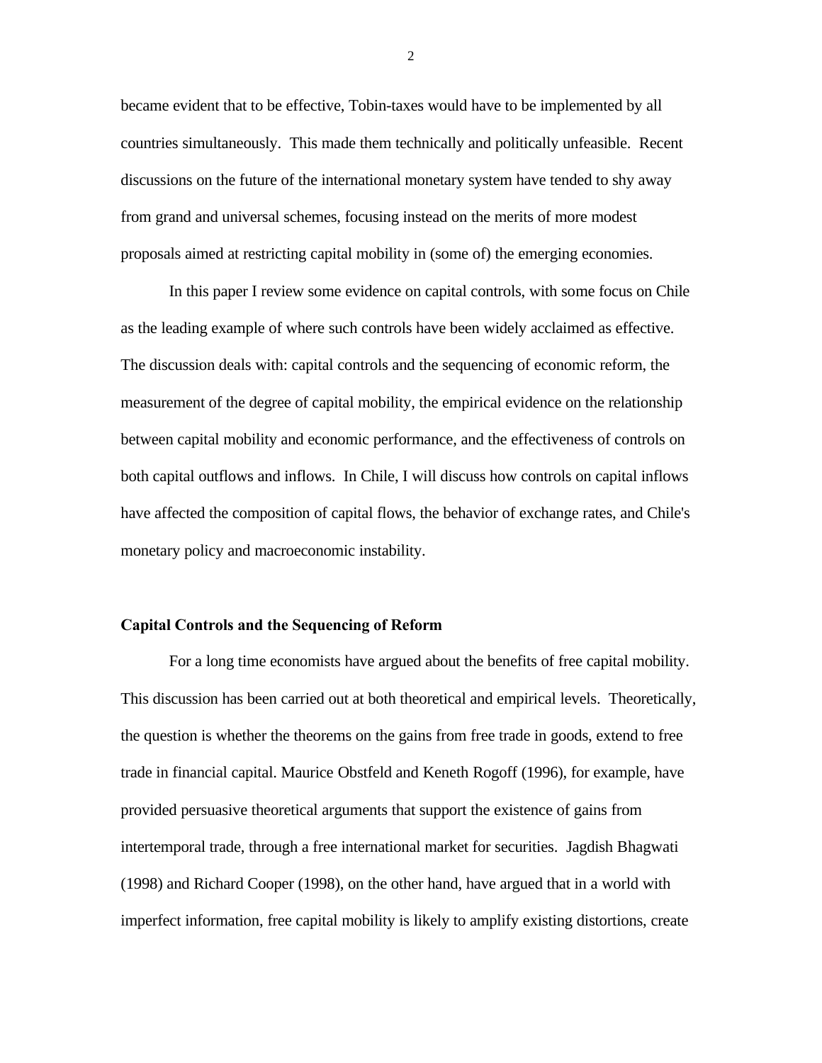became evident that to be effective, Tobin-taxes would have to be implemented by all countries simultaneously. This made them technically and politically unfeasible. Recent discussions on the future of the international monetary system have tended to shy away from grand and universal schemes, focusing instead on the merits of more modest proposals aimed at restricting capital mobility in (some of) the emerging economies.

In this paper I review some evidence on capital controls, with some focus on Chile as the leading example of where such controls have been widely acclaimed as effective. The discussion deals with: capital controls and the sequencing of economic reform, the measurement of the degree of capital mobility, the empirical evidence on the relationship between capital mobility and economic performance, and the effectiveness of controls on both capital outflows and inflows. In Chile, I will discuss how controls on capital inflows have affected the composition of capital flows, the behavior of exchange rates, and Chile's monetary policy and macroeconomic instability.

## Capital Controls and the Sequencing of Reform

For a long time economists have argued about the benefits of free capital mobility. This discussion has been carried out at both theoretical and empirical levels. Theoretically, the question is whether the theorems on the gains from free trade in goods, extend to free trade in financial capital. Maurice Obstfeld and Keneth Rogoff (1996), for example, have provided persuasive theoretical arguments that support the existence of gains from intertemporal trade, through a free international market for securities. Jagdish Bhagwati (1998) and Richard Cooper (1998), on the other hand, have argued that in a world with imperfect information, free capital mobility is likely to amplify existing distortions, create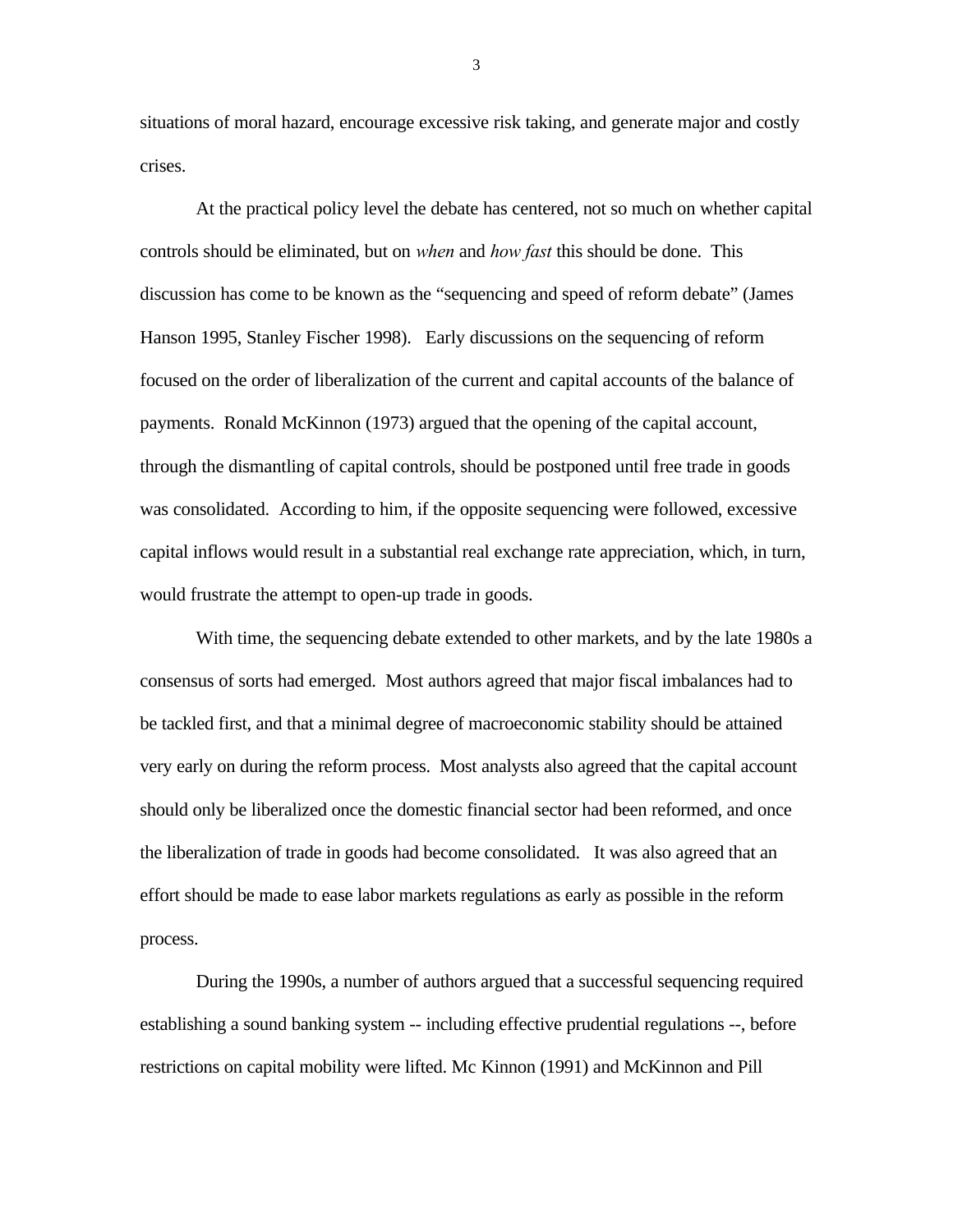situations of moral hazard, encourage excessive risk taking, and generate major and costly crises.

At the practical policy level the debate has centered, not so much on whether capital controls should be eliminated, but on *when* and *how fast* this should be done. This discussion has come to be known as the "sequencing and speed of reform debate" (James Hanson 1995, Stanley Fischer 1998). Early discussions on the sequencing of reform focused on the order of liberalization of the current and capital accounts of the balance of payments. Ronald McKinnon (1973) argued that the opening of the capital account, through the dismantling of capital controls, should be postponed until free trade in goods was consolidated. According to him, if the opposite sequencing were followed, excessive capital inflows would result in a substantial real exchange rate appreciation, which, in turn, would frustrate the attempt to open-up trade in goods.

With time, the sequencing debate extended to other markets, and by the late 1980s a consensus of sorts had emerged. Most authors agreed that major fiscal imbalances had to be tackled first, and that a minimal degree of macroeconomic stability should be attained very early on during the reform process. Most analysts also agreed that the capital account should only be liberalized once the domestic financial sector had been reformed, and once the liberalization of trade in goods had become consolidated. It was also agreed that an effort should be made to ease labor markets regulations as early as possible in the reform process.

During the 1990s, a number of authors argued that a successful sequencing required establishing a sound banking system -- including effective prudential regulations --, before restrictions on capital mobility were lifted. Mc Kinnon (1991) and McKinnon and Pill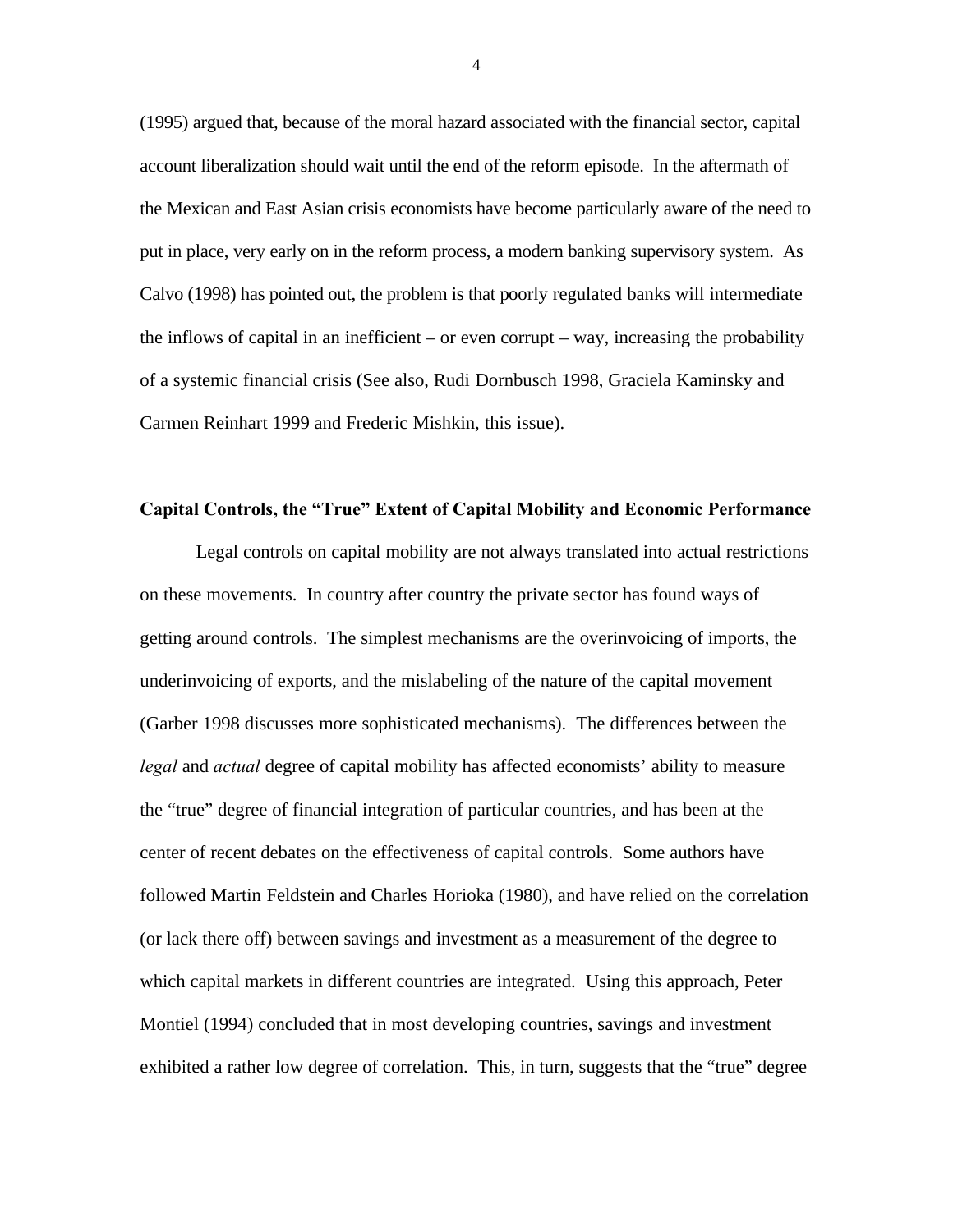(1995) argued that, because of the moral hazard associated with the financial sector, capital account liberalization should wait until the end of the reform episode. In the aftermath of the Mexican and East Asian crisis economists have become particularly aware of the need to put in place, very early on in the reform process, a modern banking supervisory system. As Calvo (1998) has pointed out, the problem is that poorly regulated banks will intermediate the inflows of capital in an inefficient – or even corrupt – way, increasing the probability of a systemic financial crisis (See also, Rudi Dornbusch 1998, Graciela Kaminsky and Carmen Reinhart 1999 and Frederic Mishkin, this issue).

**Capital Controls, the "True" Extent of Capital Mobility and Economic Performance**

Legal controls on capital mobility are not always translated into actual restrictions on these movements. In country after country the private sector has found ways of getting around controls. The simplest mechanisms are the overinvoicing of imports, the underinvoicing of exports, and the mislabeling of the nature of the capital movement (Garber 1998 discusses more sophisticated mechanisms). The differences between the *legal* and *actual* degree of capital mobility has affected economists' ability to measure the "true" degree of financial integration of particular countries, and has been at the center of recent debates on the effectiveness of capital controls. Some authors have followed Martin Feldstein and Charles Horioka (1980), and have relied on the correlation (or lack there off) between savings and investment as a measurement of the degree to which capital markets in different countries are integrated. Using this approach, Peter Montiel (1994) concluded that in most developing countries, savings and investment exhibited a rather low degree of correlation. This, in turn, suggests that the "true" degree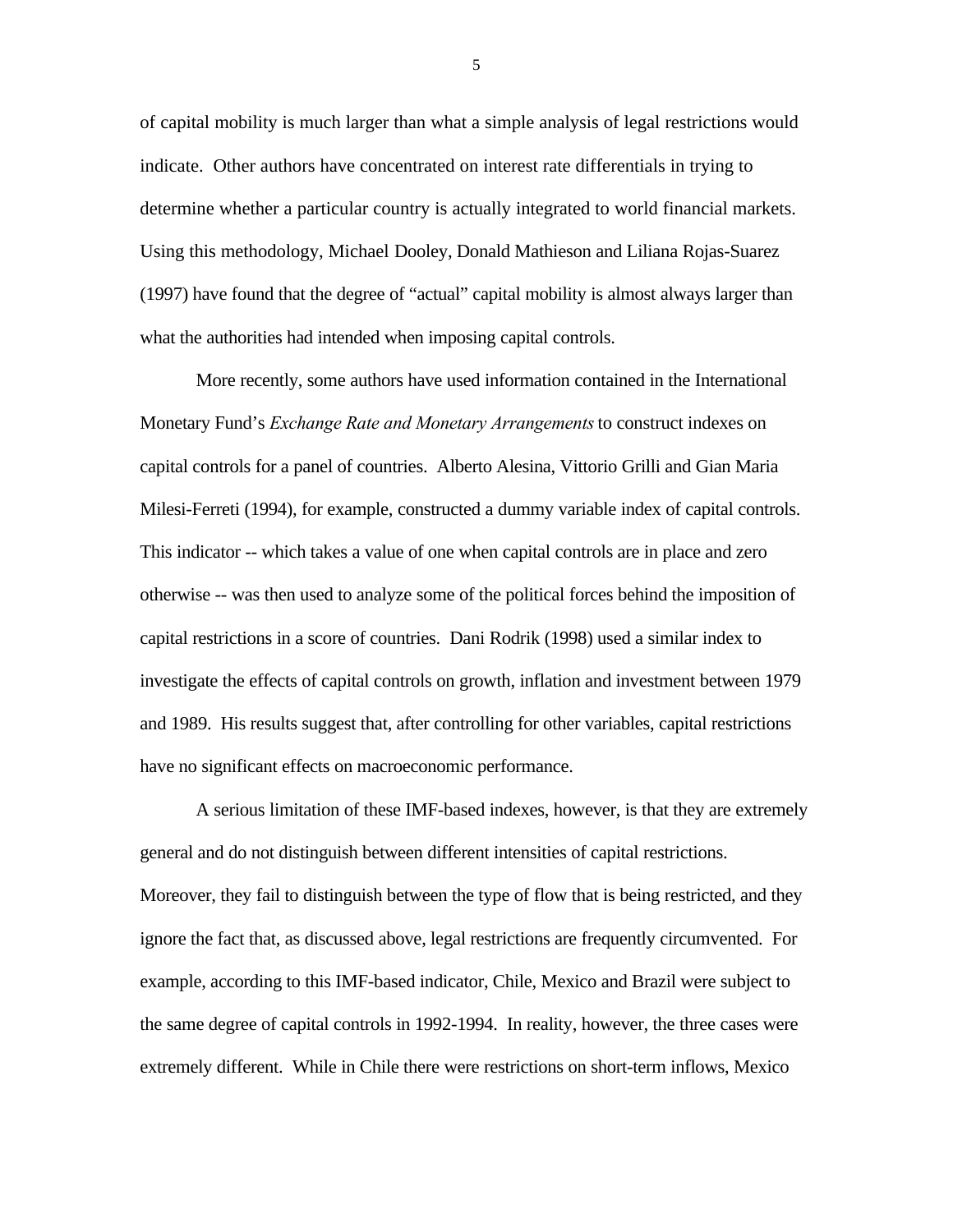of capital mobility is much larger than what a simple analysis of legal restrictions would indicate. Other authors have concentrated on interest rate differentials in trying to determine whether a particular country is actually integrated to world financial markets. Using this methodology, Michael Dooley, Donald Mathieson and Liliana Rojas-Suarez (1997) have found that the degree of "actual" capital mobility is almost always larger than what the authorities had intended when imposing capital controls.

More recently, some authors have used information contained in the International Monetary Fund's *Exchange Rate and Monetary Arrangements* to construct indexes on capital controls for a panel of countries. Alberto Alesina, Vittorio Grilli and Gian Maria Milesi-Ferreti (1994), for example, constructed a dummy variable index of capital controls. This indicator -- which takes a value of one when capital controls are in place and zero otherwise -- was then used to analyze some of the political forces behind the imposition of capital restrictions in a score of countries. Dani Rodrik (1998) used a similar index to investigate the effects of capital controls on growth, inflation and investment between 1979 and 1989. His results suggest that, after controlling for other variables, capital restrictions have no significant effects on macroeconomic performance.

A serious limitation of these IMF-based indexes, however, is that they are extremely general and do not distinguish between different intensities of capital restrictions. Moreover, they fail to distinguish between the type of flow that is being restricted, and they ignore the fact that, as discussed above, legal restrictions are frequently circumvented. For example, according to this IMF-based indicator, Chile, Mexico and Brazil were subject to the same degree of capital controls in 1992-1994. In reality, however, the three cases were extremely different. While in Chile there were restrictions on short-term inflows, Mexico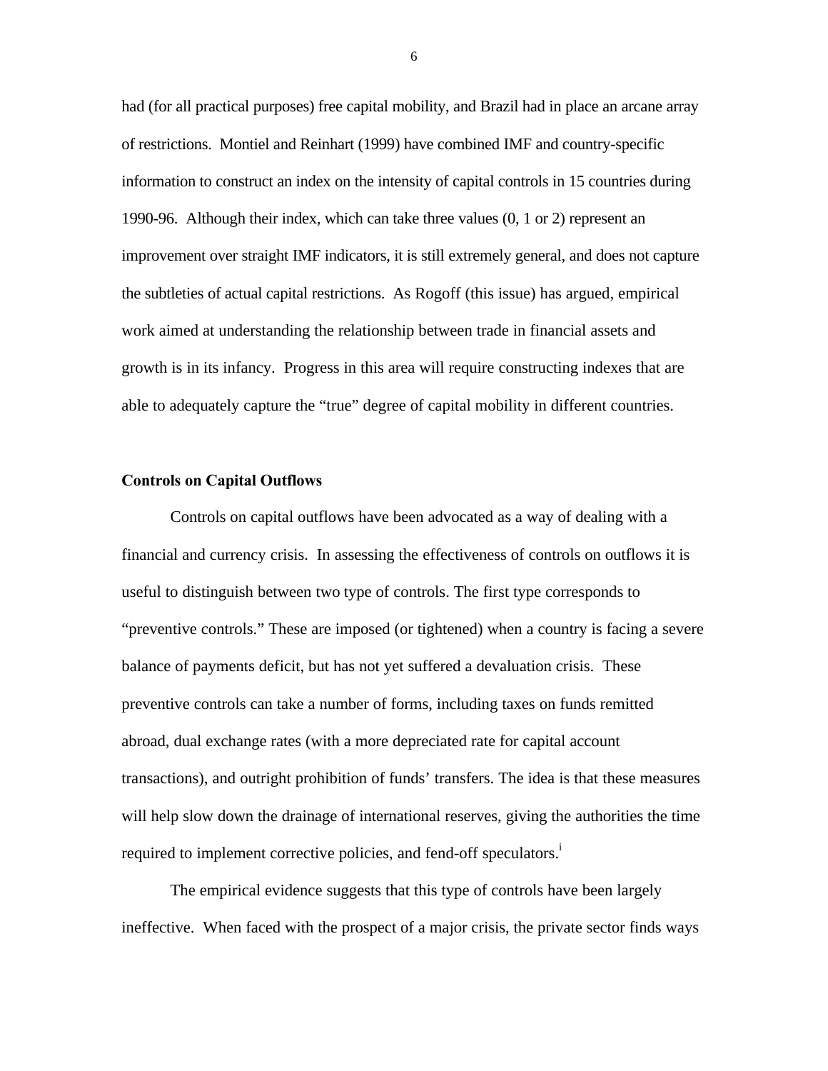had (for all practical purposes) free capital mobility, and Brazil had in place an arcane array of restrictions. Montiel and Reinhart (1999) have combined IMF and country-specific information to construct an index on the intensity of capital controls in 15 countries during 1990-96. Although their index, which can take three values (0, 1 or 2) represent an improvement over straight IMF indicators, it is still extremely general, and does not capture the subtleties of actual capital restrictions. As Rogoff (this issue) has argued, empirical work aimed at understanding the relationship between trade in financial assets and growth is in its infancy. Progress in this area will require constructing indexes that are able to adequately capture the "true" degree of capital mobility in different countries.

**Controls on Capital Outflows**

Controls on capital outflows have been advocated as a way of dealing with a financial and currency crisis. In assessing the effectiveness of controls on outflows it is useful to distinguish between two type of controls. The first type corresponds to "preventive controls." These are imposed (or tightened) when a country is facing a severe balance of payments deficit, but has not yet suffered a devaluation crisis. These preventive controls can take a number of forms, including taxes on funds remitted abroad, dual exchange rates (with a more depreciated rate for capital account transactions), and outright prohibition of funds' transfers. The idea is that these measures will help slow down the drainage of international reserves, giving the authorities the time required to implement corrective policies, and fend-off speculators.[i]

The empirical evidence suggests that this type of controls have been largely ineffective. When faced with the prospect of a major crisis, the private sector finds ways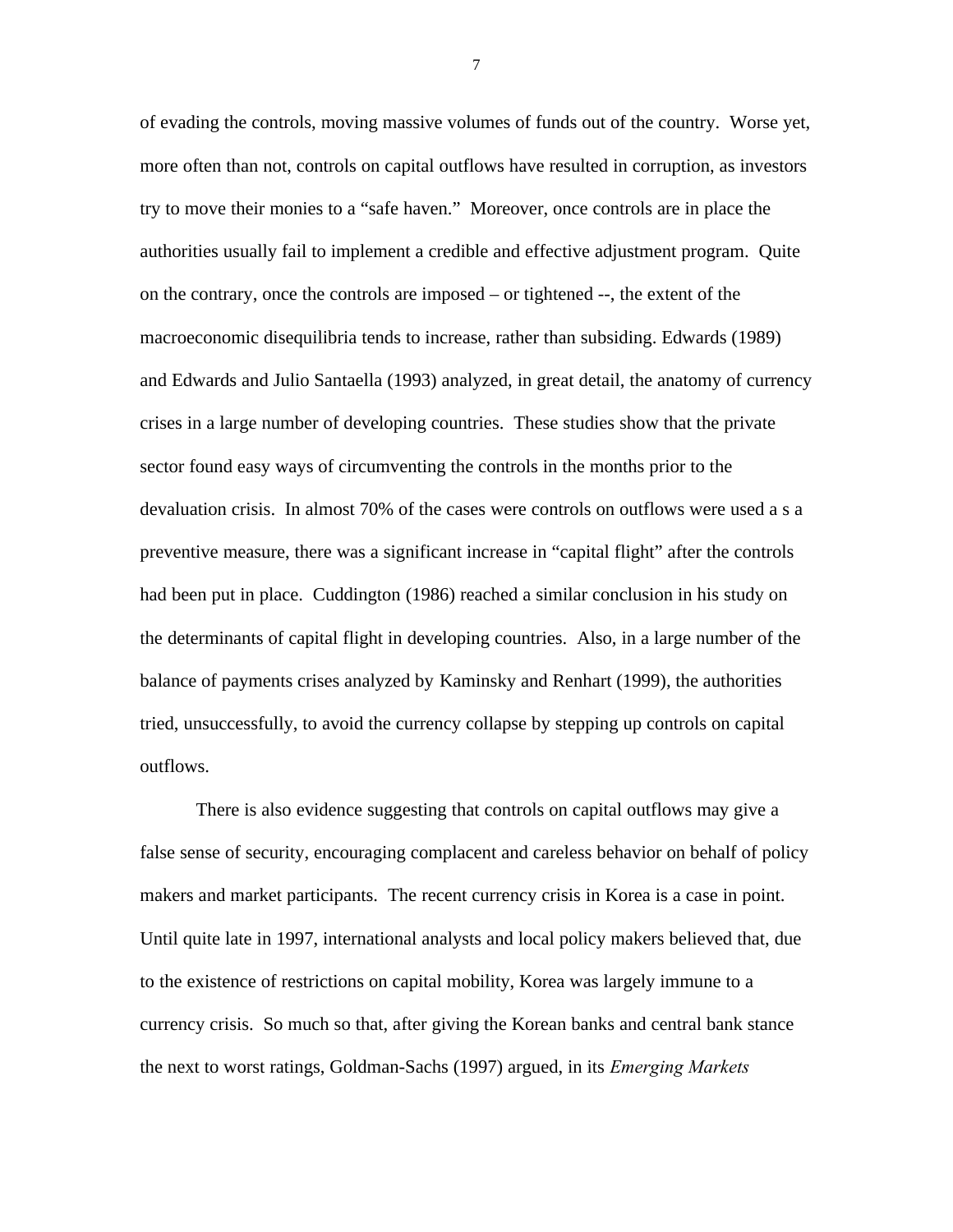of evading the controls, moving massive volumes of funds out of the country. Worse yet, more often than not, controls on capital outflows have resulted in corruption, as investors try to move their monies to a "safe haven." Moreover, once controls are in place the authorities usually fail to implement a credible and effective adjustment program. Quite on the contrary, once the controls are imposed – or tightened --, the extent of the macroeconomic disequilibria tends to increase, rather than subsiding. Edwards (1989) and Edwards and Julio Santaella (1993) analyzed, in great detail, the anatomy of currency crises in a large number of developing countries. These studies show that the private sector found easy ways of circumventing the controls in the months prior to the devaluation crisis. In almost 70% of the cases were controls on outflows were used a s a preventive measure, there was a significant increase in "capital flight" after the controls had been put in place. Cuddington (1986) reached a similar conclusion in his study on the determinants of capital flight in developing countries. Also, in a large number of the balance of payments crises analyzed by Kaminsky and Renhart (1999), the authorities tried, unsuccessfully, to avoid the currency collapse by stepping up controls on capital outflows.

There is also evidence suggesting that controls on capital outflows may give a false sense of security, encouraging complacent and careless behavior on behalf of policy makers and market participants. The recent currency crisis in Korea is a case in point. Until quite late in 1997, international analysts and local policy makers believed that, due to the existence of restrictions on capital mobility, Korea was largely immune to a currency crisis. So much so that, after giving the Korean banks and central bank stance the next to worst ratings, Goldman-Sachs (1997) argued, in its *Emerging Markets*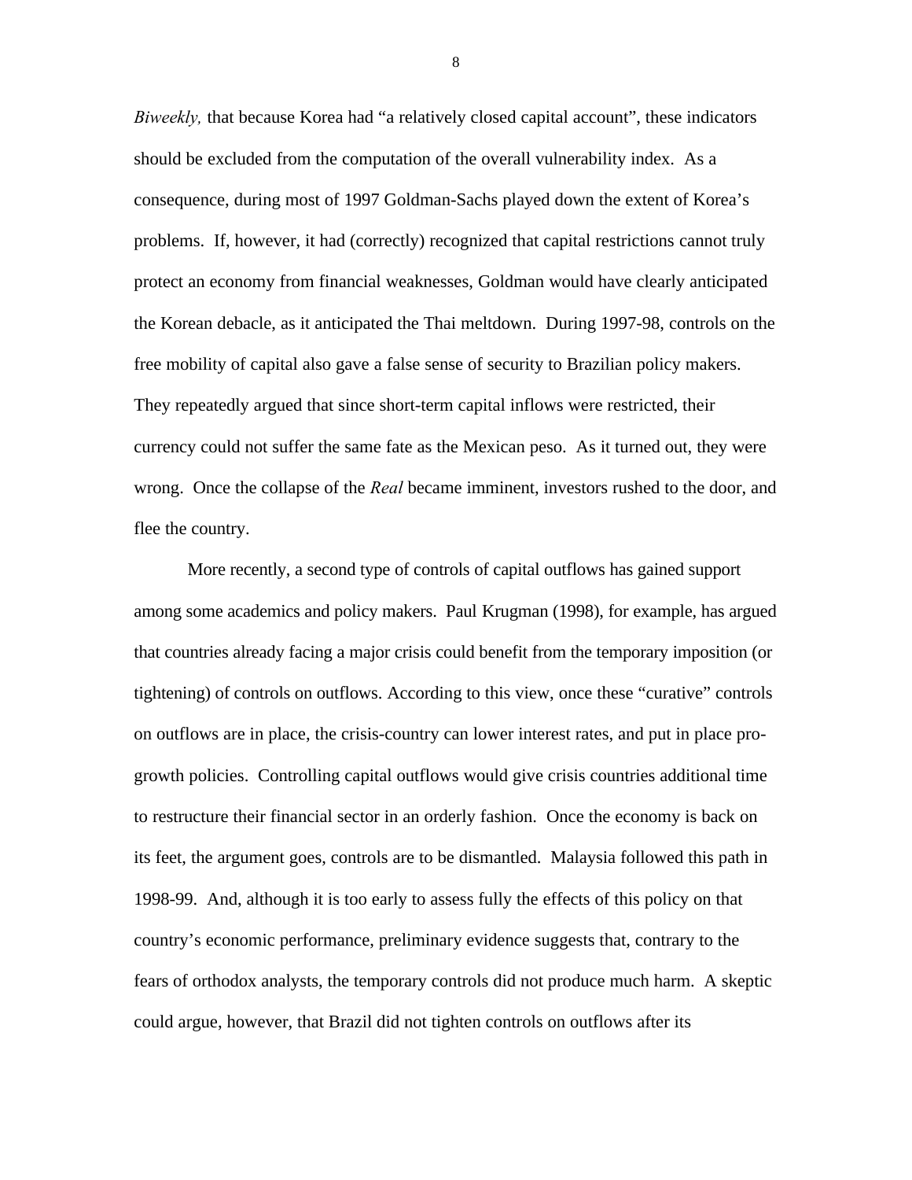*Biweekly,* that because Korea had “a relatively closed capital account”, these indicators should be excluded from the computation of the overall vulnerability index. As a consequence, during most of 1997 Goldman-Sachs played down the extent of Korea’s problems. If, however, it had (correctly) recognized that capital restrictions cannot truly protect an economy from financial weaknesses, Goldman would have clearly anticipated the Korean debacle, as it anticipated the Thai meltdown. During 1997-98, controls on the free mobility of capital also gave a false sense of security to Brazilian policy makers. They repeatedly argued that since short-term capital inflows were restricted, their currency could not suffer the same fate as the Mexican peso. As it turned out, they were wrong. Once the collapse of the *Real* became imminent, investors rushed to the door, and flee the country.

More recently, a second type of controls of capital outflows has gained support among some academics and policy makers. Paul Krugman (1998), for example, has argued that countries already facing a major crisis could benefit from the temporary imposition (or tightening) of controls on outflows. According to this view, once these “curative” controls on outflows are in place, the crisis-country can lower interest rates, and put in place pro-growth policies. Controlling capital outflows would give crisis countries additional time to restructure their financial sector in an orderly fashion. Once the economy is back on its feet, the argument goes, controls are to be dismantled. Malaysia followed this path in 1998-99. And, although it is too early to assess fully the effects of this policy on that country’s economic performance, preliminary evidence suggests that, contrary to the fears of orthodox analysts, the temporary controls did not produce much harm. A skeptic could argue, however, that Brazil did not tighten controls on outflows after its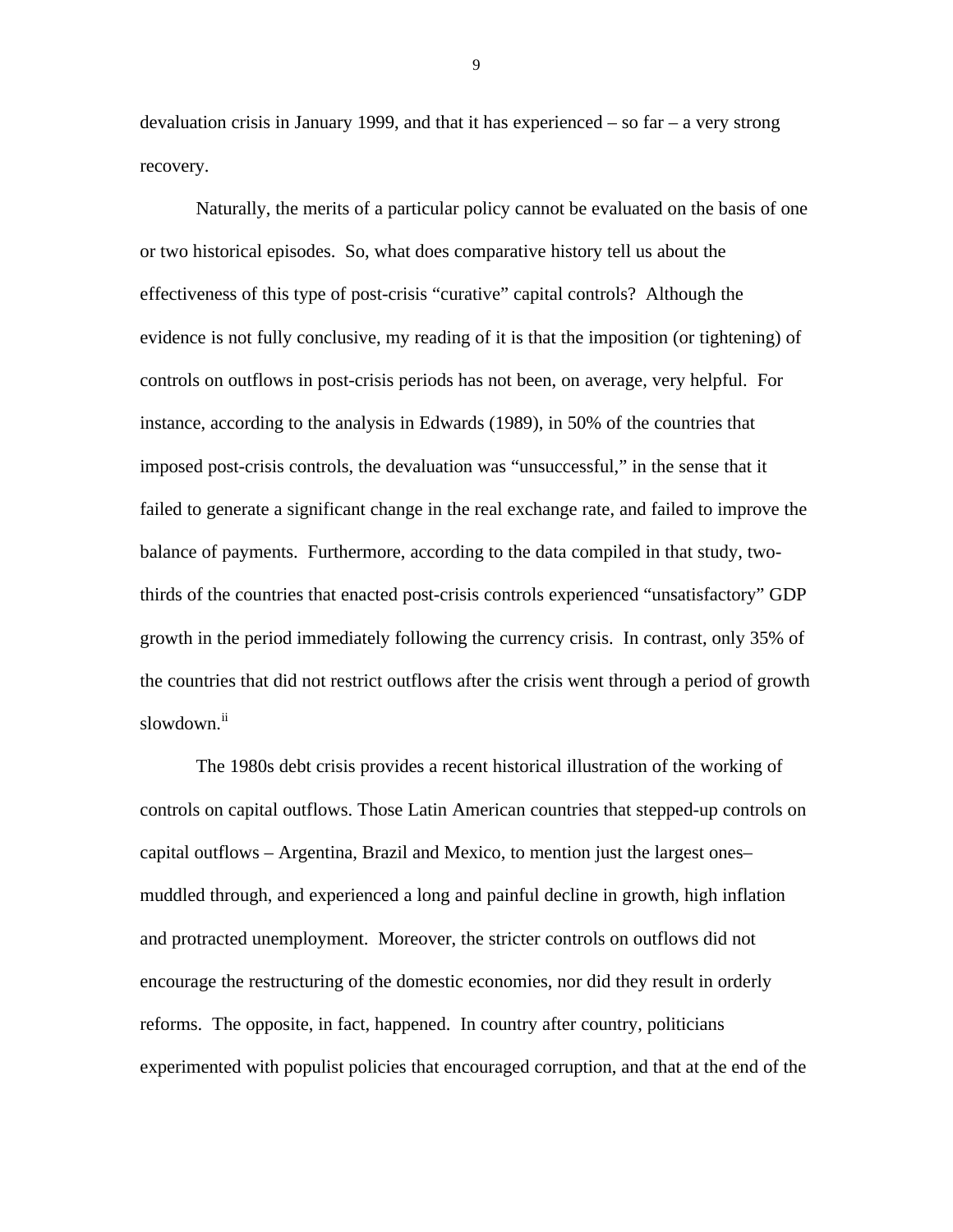devaluation crisis in January 1999, and that it has experienced – so far – a very strong recovery.

Naturally, the merits of a particular policy cannot be evaluated on the basis of one or two historical episodes. So, what does comparative history tell us about the effectiveness of this type of post-crisis "curative" capital controls? Although the evidence is not fully conclusive, my reading of it is that the imposition (or tightening) of controls on outflows in post-crisis periods has not been, on average, very helpful. For instance, according to the analysis in Edwards (1989), in 50% of the countries that imposed post-crisis controls, the devaluation was "unsuccessful," in the sense that it failed to generate a significant change in the real exchange rate, and failed to improve the balance of payments. Furthermore, according to the data compiled in that study, two-thirds of the countries that enacted post-crisis controls experienced "unsatisfactory" GDP growth in the period immediately following the currency crisis. In contrast, only 35% of the countries that did not restrict outflows after the crisis went through a period of growth slowdown.[ii]

The 1980s debt crisis provides a recent historical illustration of the working of controls on capital outflows. Those Latin American countries that stepped-up controls on capital outflows – Argentina, Brazil and Mexico, to mention just the largest ones– muddled through, and experienced a long and painful decline in growth, high inflation and protracted unemployment. Moreover, the stricter controls on outflows did not encourage the restructuring of the domestic economies, nor did they result in orderly reforms. The opposite, in fact, happened. In country after country, politicians experimented with populist policies that encouraged corruption, and that at the end of the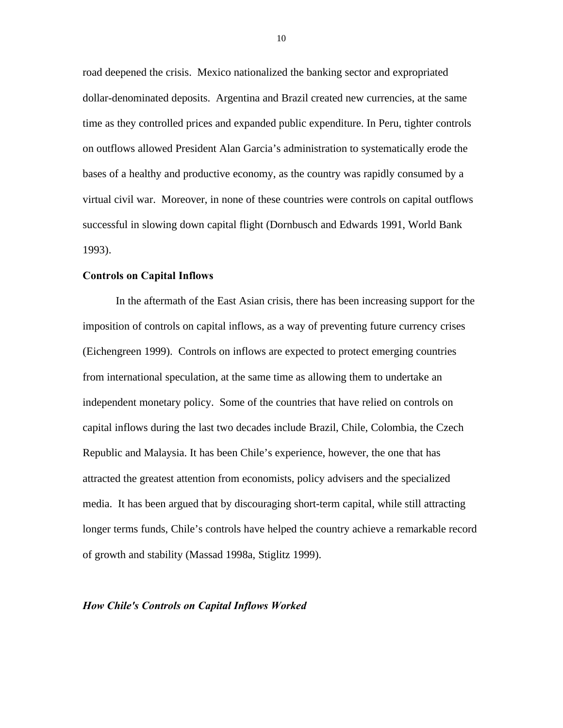road deepened the crisis. Mexico nationalized the banking sector and expropriated dollar-denominated deposits. Argentina and Brazil created new currencies, at the same time as they controlled prices and expanded public expenditure. In Peru, tighter controls on outflows allowed President Alan Garcia's administration to systematically erode the bases of a healthy and productive economy, as the country was rapidly consumed by a virtual civil war. Moreover, in none of these countries were controls on capital outflows successful in slowing down capital flight (Dornbusch and Edwards 1991, World Bank 1993).

**Controls on Capital Inflows**

In the aftermath of the East Asian crisis, there has been increasing support for the imposition of controls on capital inflows, as a way of preventing future currency crises (Eichengreen 1999). Controls on inflows are expected to protect emerging countries from international speculation, at the same time as allowing them to undertake an independent monetary policy. Some of the countries that have relied on controls on capital inflows during the last two decades include Brazil, Chile, Colombia, the Czech Republic and Malaysia. It has been Chile's experience, however, the one that has attracted the greatest attention from economists, policy advisers and the specialized media. It has been argued that by discouraging short-term capital, while still attracting longer terms funds, Chile's controls have helped the country achieve a remarkable record of growth and stability (Massad 1998a, Stiglitz 1999).

***How Chile's Controls on Capital Inflows Worked***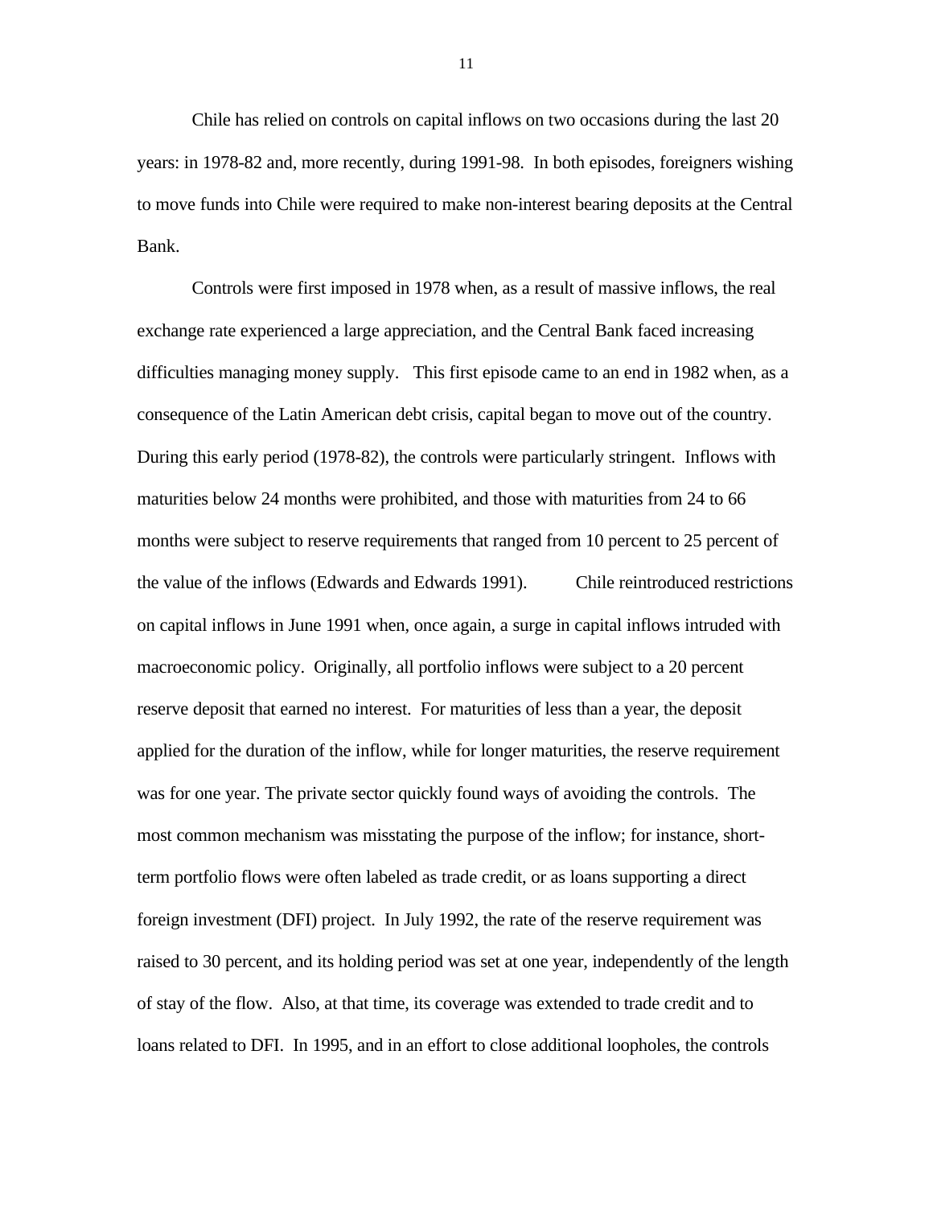Chile has relied on controls on capital inflows on two occasions during the last 20 years: in 1978-82 and, more recently, during 1991-98. In both episodes, foreigners wishing to move funds into Chile were required to make non-interest bearing deposits at the Central Bank.

Controls were first imposed in 1978 when, as a result of massive inflows, the real exchange rate experienced a large appreciation, and the Central Bank faced increasing difficulties managing money supply. This first episode came to an end in 1982 when, as a consequence of the Latin American debt crisis, capital began to move out of the country. During this early period (1978-82), the controls were particularly stringent. Inflows with maturities below 24 months were prohibited, and those with maturities from 24 to 66 months were subject to reserve requirements that ranged from 10 percent to 25 percent of the value of the inflows (Edwards and Edwards 1991). Chile reintroduced restrictions on capital inflows in June 1991 when, once again, a surge in capital inflows intruded with macroeconomic policy. Originally, all portfolio inflows were subject to a 20 percent reserve deposit that earned no interest. For maturities of less than a year, the deposit applied for the duration of the inflow, while for longer maturities, the reserve requirement was for one year. The private sector quickly found ways of avoiding the controls. The most common mechanism was misstating the purpose of the inflow; for instance, short-term portfolio flows were often labeled as trade credit, or as loans supporting a direct foreign investment (DFI) project. In July 1992, the rate of the reserve requirement was raised to 30 percent, and its holding period was set at one year, independently of the length of stay of the flow. Also, at that time, its coverage was extended to trade credit and to loans related to DFI. In 1995, and in an effort to close additional loopholes, the controls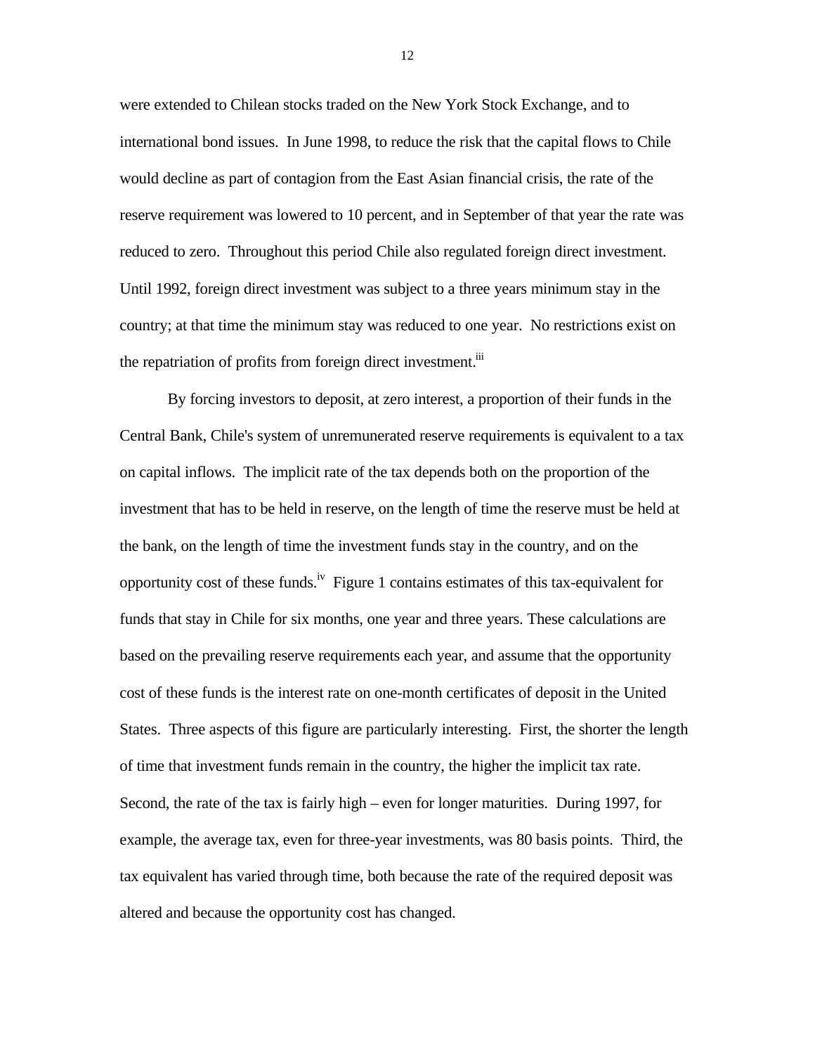were extended to Chilean stocks traded on the New York Stock Exchange, and to international bond issues. In June 1998, to reduce the risk that the capital flows to Chile would decline as part of contagion from the East Asian financial crisis, the rate of the reserve requirement was lowered to 10 percent, and in September of that year the rate was reduced to zero. Throughout this period Chile also regulated foreign direct investment. Until 1992, foreign direct investment was subject to a three years minimum stay in the country; at that time the minimum stay was reduced to one year. No restrictions exist on the repatriation of profits from foreign direct investment.[iii]

By forcing investors to deposit, at zero interest, a proportion of their funds in the Central Bank, Chile's system of unremunerated reserve requirements is equivalent to a tax on capital inflows. The implicit rate of the tax depends both on the proportion of the investment that has to be held in reserve, on the length of time the reserve must be held at the bank, on the length of time the investment funds stay in the country, and on the opportunity cost of these funds.[iv] Figure 1 contains estimates of this tax-equivalent for funds that stay in Chile for six months, one year and three years. These calculations are based on the prevailing reserve requirements each year, and assume that the opportunity cost of these funds is the interest rate on one-month certificates of deposit in the United States. Three aspects of this figure are particularly interesting. First, the shorter the length of time that investment funds remain in the country, the higher the implicit tax rate. Second, the rate of the tax is fairly high – even for longer maturities. During 1997, for example, the average tax, even for three-year investments, was 80 basis points. Third, the tax equivalent has varied through time, both because the rate of the required deposit was altered and because the opportunity cost has changed.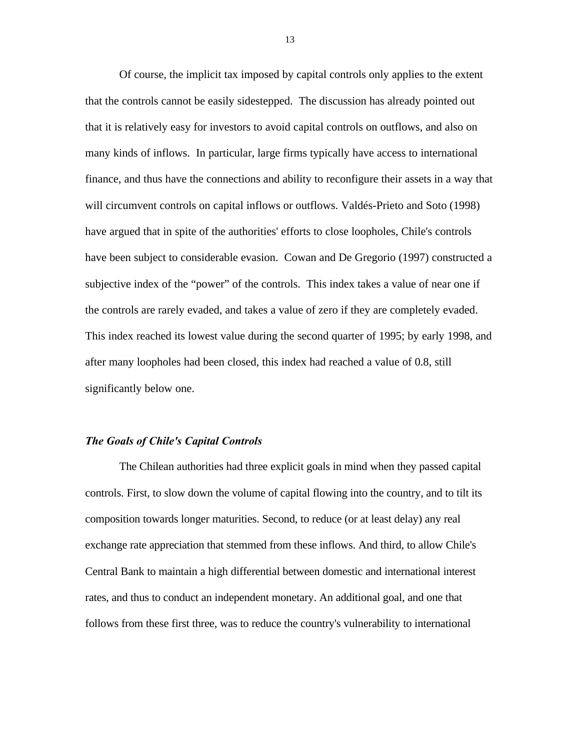Of course, the implicit tax imposed by capital controls only applies to the extent that the controls cannot be easily sidestepped. The discussion has already pointed out that it is relatively easy for investors to avoid capital controls on outflows, and also on many kinds of inflows. In particular, large firms typically have access to international finance, and thus have the connections and ability to reconfigure their assets in a way that will circumvent controls on capital inflows or outflows. Valdés-Prieto and Soto (1998) have argued that in spite of the authorities' efforts to close loopholes, Chile's controls have been subject to considerable evasion. Cowan and De Gregorio (1997) constructed a subjective index of the "power" of the controls. This index takes a value of near one if the controls are rarely evaded, and takes a value of zero if they are completely evaded. This index reached its lowest value during the second quarter of 1995; by early 1998, and after many loopholes had been closed, this index had reached a value of 0.8, still significantly below one.

### *The Goals of Chile's Capital Controls*

The Chilean authorities had three explicit goals in mind when they passed capital controls. First, to slow down the volume of capital flowing into the country, and to tilt its composition towards longer maturities. Second, to reduce (or at least delay) any real exchange rate appreciation that stemmed from these inflows. And third, to allow Chile's Central Bank to maintain a high differential between domestic and international interest rates, and thus to conduct an independent monetary. An additional goal, and one that follows from these first three, was to reduce the country's vulnerability to international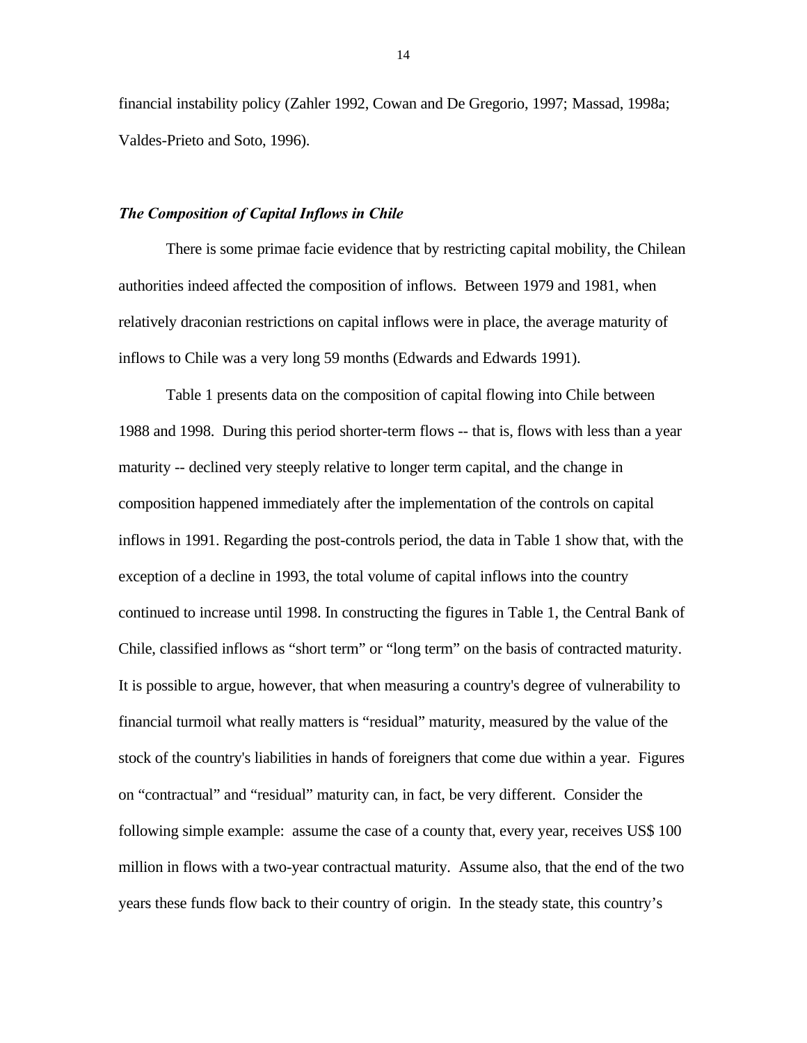financial instability policy (Zahler 1992, Cowan and De Gregorio, 1997; Massad, 1998a; Valdes-Prieto and Soto, 1996).

***The Composition of Capital Inflows in Chile***

There is some primae facie evidence that by restricting capital mobility, the Chilean authorities indeed affected the composition of inflows. Between 1979 and 1981, when relatively draconian restrictions on capital inflows were in place, the average maturity of inflows to Chile was a very long 59 months (Edwards and Edwards 1991).

Table 1 presents data on the composition of capital flowing into Chile between 1988 and 1998. During this period shorter-term flows -- that is, flows with less than a year maturity -- declined very steeply relative to longer term capital, and the change in composition happened immediately after the implementation of the controls on capital inflows in 1991. Regarding the post-controls period, the data in Table 1 show that, with the exception of a decline in 1993, the total volume of capital inflows into the country continued to increase until 1998. In constructing the figures in Table 1, the Central Bank of Chile, classified inflows as "short term" or "long term" on the basis of contracted maturity. It is possible to argue, however, that when measuring a country's degree of vulnerability to financial turmoil what really matters is "residual" maturity, measured by the value of the stock of the country's liabilities in hands of foreigners that come due within a year. Figures on "contractual" and "residual" maturity can, in fact, be very different. Consider the following simple example: assume the case of a county that, every year, receives US$ 100 million in flows with a two-year contractual maturity. Assume also, that the end of the two years these funds flow back to their country of origin. In the steady state, this country's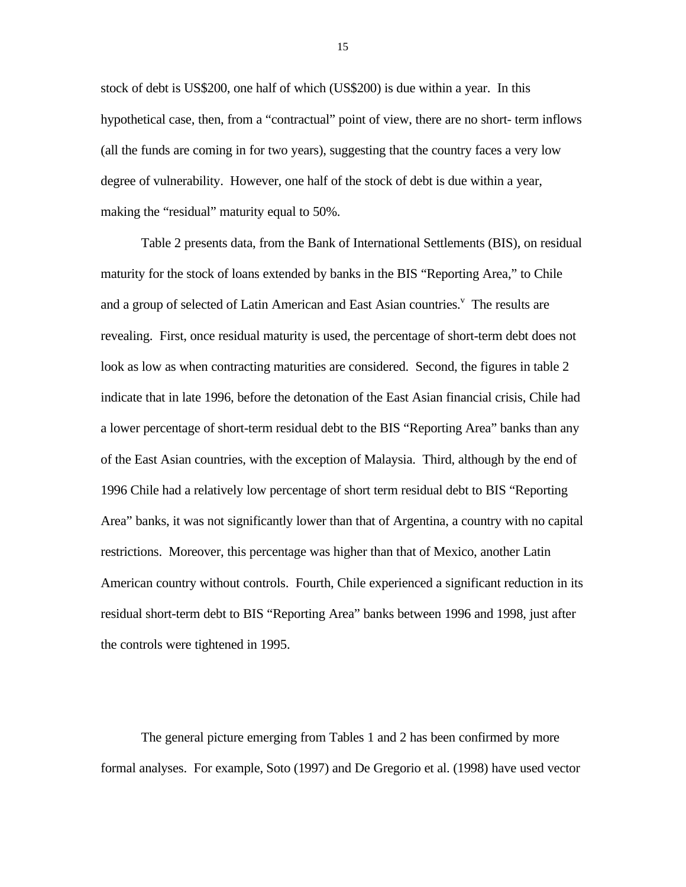stock of debt is US$200, one half of which (US$200) is due within a year. In this hypothetical case, then, from a "contractual" point of view, there are no short- term inflows (all the funds are coming in for two years), suggesting that the country faces a very low degree of vulnerability. However, one half of the stock of debt is due within a year, making the "residual" maturity equal to 50%.

Table 2 presents data, from the Bank of International Settlements (BIS), on residual maturity for the stock of loans extended by banks in the BIS "Reporting Area," to Chile and a group of selected of Latin American and East Asian countries.[v] The results are revealing. First, once residual maturity is used, the percentage of short-term debt does not look as low as when contracting maturities are considered. Second, the figures in table 2 indicate that in late 1996, before the detonation of the East Asian financial crisis, Chile had a lower percentage of short-term residual debt to the BIS "Reporting Area" banks than any of the East Asian countries, with the exception of Malaysia. Third, although by the end of 1996 Chile had a relatively low percentage of short term residual debt to BIS "Reporting Area" banks, it was not significantly lower than that of Argentina, a country with no capital restrictions. Moreover, this percentage was higher than that of Mexico, another Latin American country without controls. Fourth, Chile experienced a significant reduction in its residual short-term debt to BIS "Reporting Area" banks between 1996 and 1998, just after the controls were tightened in 1995.

The general picture emerging from Tables 1 and 2 has been confirmed by more formal analyses. For example, Soto (1997) and De Gregorio et al. (1998) have used vector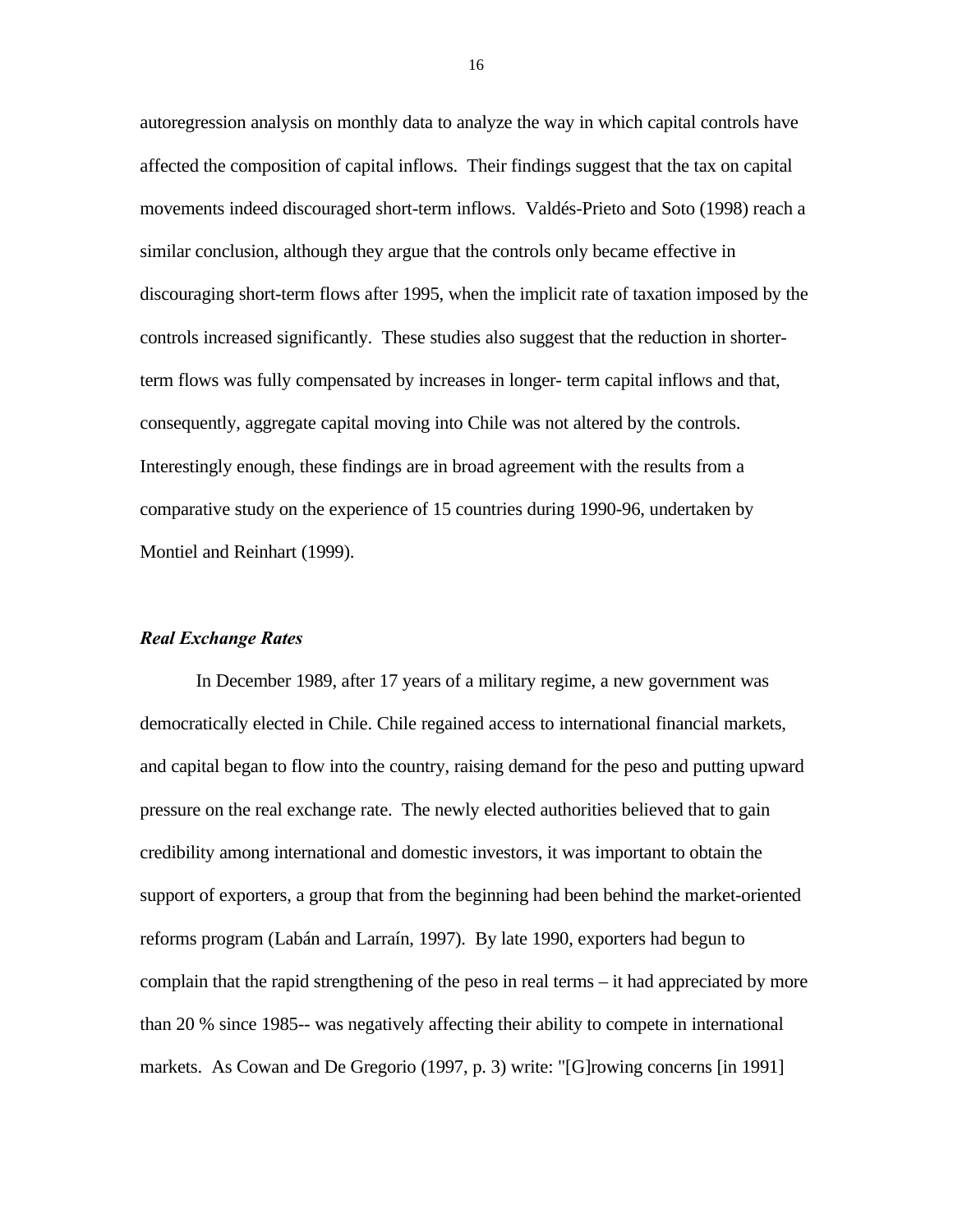autoregression analysis on monthly data to analyze the way in which capital controls have affected the composition of capital inflows. Their findings suggest that the tax on capital movements indeed discouraged short-term inflows. Valdés-Prieto and Soto (1998) reach a similar conclusion, although they argue that the controls only became effective in discouraging short-term flows after 1995, when the implicit rate of taxation imposed by the controls increased significantly. These studies also suggest that the reduction in shorter-term flows was fully compensated by increases in longer- term capital inflows and that, consequently, aggregate capital moving into Chile was not altered by the controls. Interestingly enough, these findings are in broad agreement with the results from a comparative study on the experience of 15 countries during 1990-96, undertaken by Montiel and Reinhart (1999).

### ***Real Exchange Rates***

In December 1989, after 17 years of a military regime, a new government was democratically elected in Chile. Chile regained access to international financial markets, and capital began to flow into the country, raising demand for the peso and putting upward pressure on the real exchange rate. The newly elected authorities believed that to gain credibility among international and domestic investors, it was important to obtain the support of exporters, a group that from the beginning had been behind the market-oriented reforms program (Labán and Larraín, 1997). By late 1990, exporters had begun to complain that the rapid strengthening of the peso in real terms – it had appreciated by more than 20 % since 1985-- was negatively affecting their ability to compete in international markets. As Cowan and De Gregorio (1997, p. 3) write: "[G]rowing concerns [in 1991]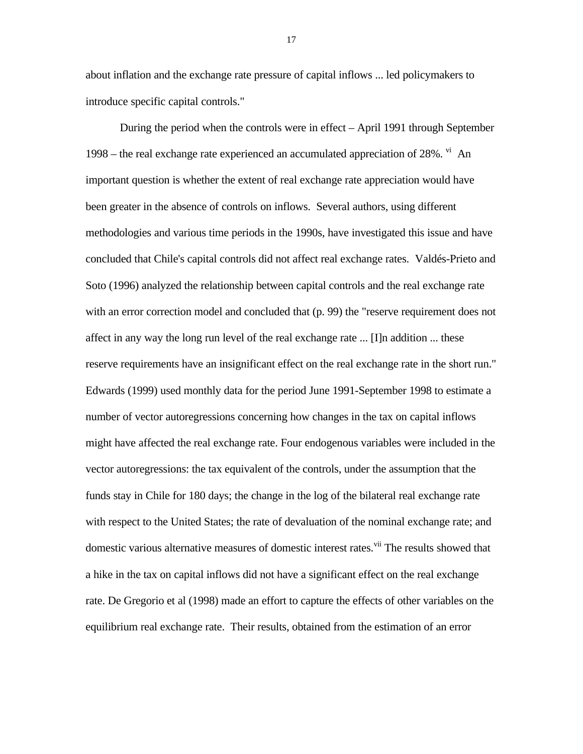about inflation and the exchange rate pressure of capital inflows ... led policymakers to introduce specific capital controls."

During the period when the controls were in effect – April 1991 through September 1998 – the real exchange rate experienced an accumulated appreciation of 28%. [vi] An important question is whether the extent of real exchange rate appreciation would have been greater in the absence of controls on inflows. Several authors, using different methodologies and various time periods in the 1990s, have investigated this issue and have concluded that Chile's capital controls did not affect real exchange rates. Valdés-Prieto and Soto (1996) analyzed the relationship between capital controls and the real exchange rate with an error correction model and concluded that (p. 99) the "reserve requirement does not affect in any way the long run level of the real exchange rate ... [I]n addition ... these reserve requirements have an insignificant effect on the real exchange rate in the short run." Edwards (1999) used monthly data for the period June 1991-September 1998 to estimate a number of vector autoregressions concerning how changes in the tax on capital inflows might have affected the real exchange rate. Four endogenous variables were included in the vector autoregressions: the tax equivalent of the controls, under the assumption that the funds stay in Chile for 180 days; the change in the log of the bilateral real exchange rate with respect to the United States; the rate of devaluation of the nominal exchange rate; and domestic various alternative measures of domestic interest rates.[vii] The results showed that a hike in the tax on capital inflows did not have a significant effect on the real exchange rate. De Gregorio et al (1998) made an effort to capture the effects of other variables on the equilibrium real exchange rate. Their results, obtained from the estimation of an error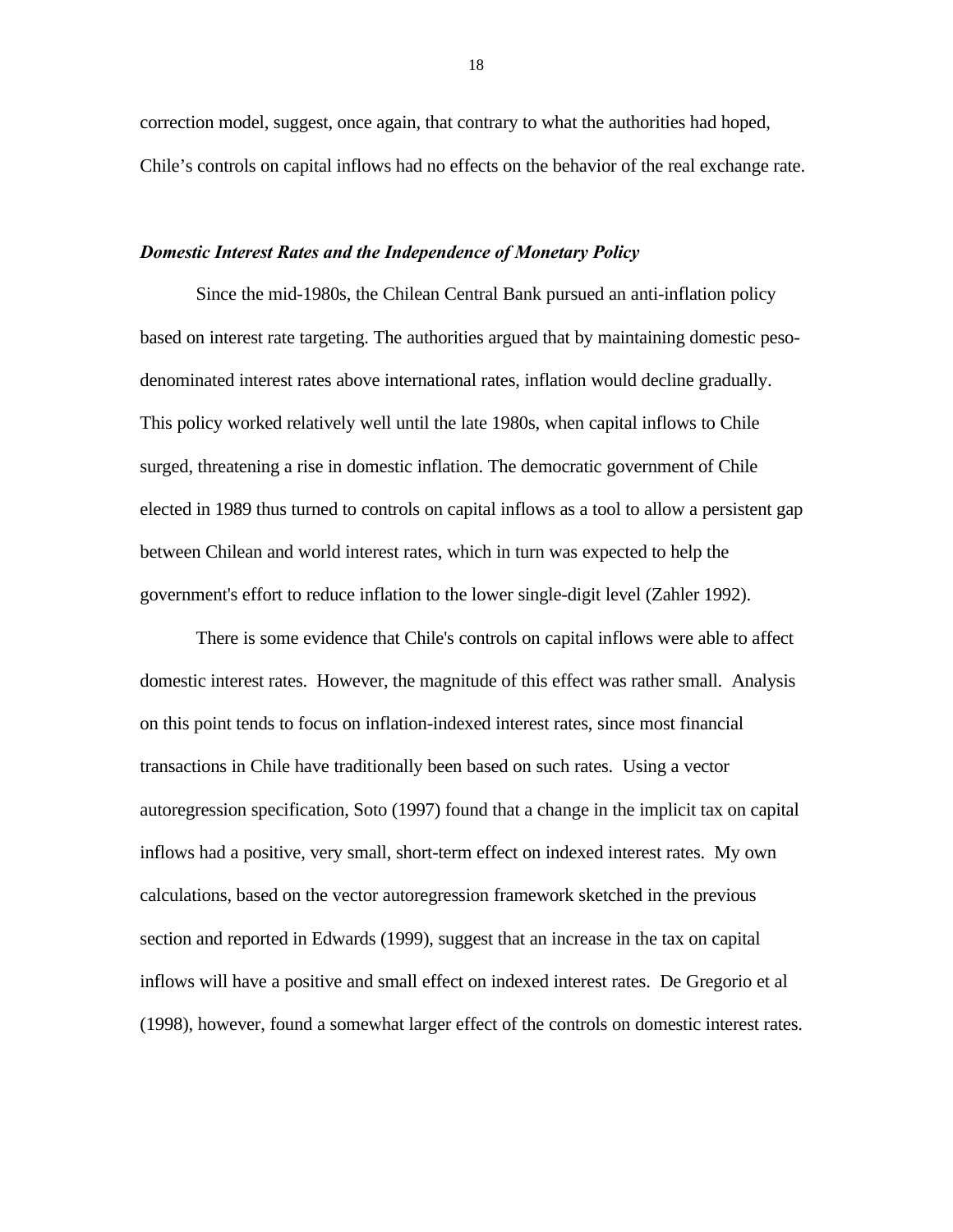correction model, suggest, once again, that contrary to what the authorities had hoped, Chile's controls on capital inflows had no effects on the behavior of the real exchange rate.

***Domestic Interest Rates and the Independence of Monetary Policy***

Since the mid-1980s, the Chilean Central Bank pursued an anti-inflation policy based on interest rate targeting. The authorities argued that by maintaining domestic peso-denominated interest rates above international rates, inflation would decline gradually. This policy worked relatively well until the late 1980s, when capital inflows to Chile surged, threatening a rise in domestic inflation. The democratic government of Chile elected in 1989 thus turned to controls on capital inflows as a tool to allow a persistent gap between Chilean and world interest rates, which in turn was expected to help the government's effort to reduce inflation to the lower single-digit level (Zahler 1992).

There is some evidence that Chile's controls on capital inflows were able to affect domestic interest rates. However, the magnitude of this effect was rather small. Analysis on this point tends to focus on inflation-indexed interest rates, since most financial transactions in Chile have traditionally been based on such rates. Using a vector autoregression specification, Soto (1997) found that a change in the implicit tax on capital inflows had a positive, very small, short-term effect on indexed interest rates. My own calculations, based on the vector autoregression framework sketched in the previous section and reported in Edwards (1999), suggest that an increase in the tax on capital inflows will have a positive and small effect on indexed interest rates. De Gregorio et al (1998), however, found a somewhat larger effect of the controls on domestic interest rates.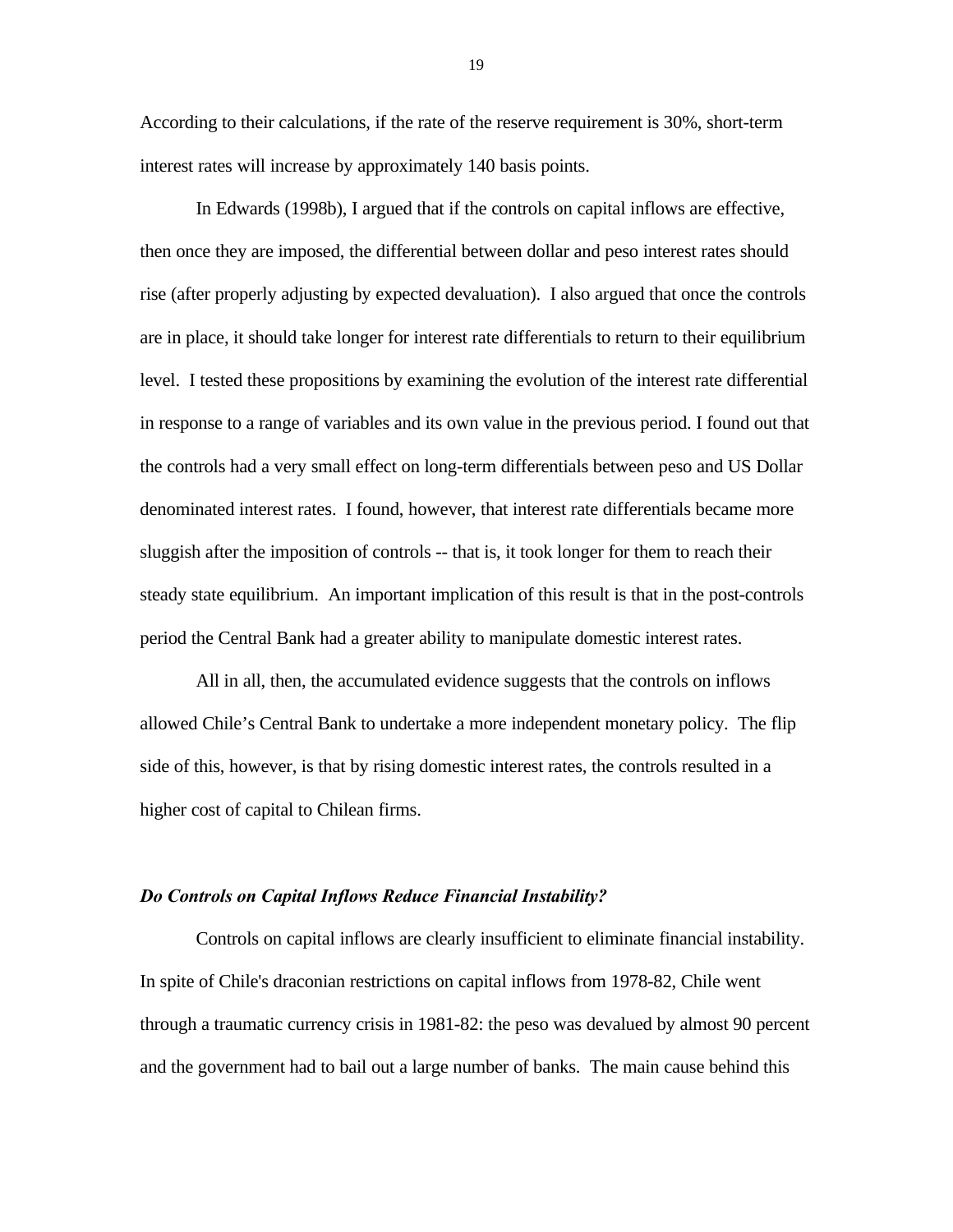According to their calculations, if the rate of the reserve requirement is 30%, short-term interest rates will increase by approximately 140 basis points.

In Edwards (1998b), I argued that if the controls on capital inflows are effective, then once they are imposed, the differential between dollar and peso interest rates should rise (after properly adjusting by expected devaluation). I also argued that once the controls are in place, it should take longer for interest rate differentials to return to their equilibrium level. I tested these propositions by examining the evolution of the interest rate differential in response to a range of variables and its own value in the previous period. I found out that the controls had a very small effect on long-term differentials between peso and US Dollar denominated interest rates. I found, however, that interest rate differentials became more sluggish after the imposition of controls -- that is, it took longer for them to reach their steady state equilibrium. An important implication of this result is that in the post-controls period the Central Bank had a greater ability to manipulate domestic interest rates.

All in all, then, the accumulated evidence suggests that the controls on inflows allowed Chile's Central Bank to undertake a more independent monetary policy. The flip side of this, however, is that by rising domestic interest rates, the controls resulted in a higher cost of capital to Chilean firms.

### ***Do Controls on Capital Inflows Reduce Financial Instability?***

Controls on capital inflows are clearly insufficient to eliminate financial instability. In spite of Chile's draconian restrictions on capital inflows from 1978-82, Chile went through a traumatic currency crisis in 1981-82: the peso was devalued by almost 90 percent and the government had to bail out a large number of banks. The main cause behind this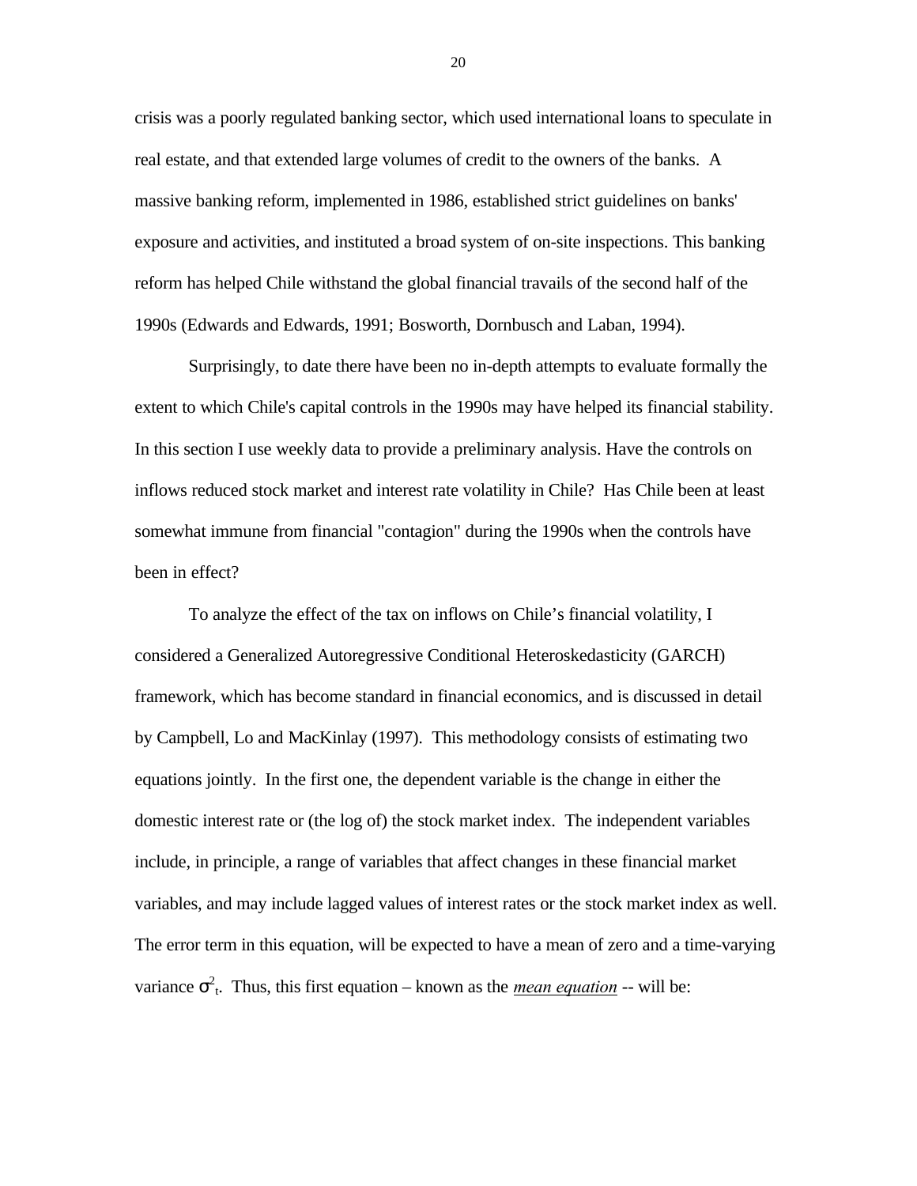crisis was a poorly regulated banking sector, which used international loans to speculate in real estate, and that extended large volumes of credit to the owners of the banks. A massive banking reform, implemented in 1986, established strict guidelines on banks' exposure and activities, and instituted a broad system of on-site inspections. This banking reform has helped Chile withstand the global financial travails of the second half of the 1990s (Edwards and Edwards, 1991; Bosworth, Dornbusch and Laban, 1994).

Surprisingly, to date there have been no in-depth attempts to evaluate formally the extent to which Chile's capital controls in the 1990s may have helped its financial stability. In this section I use weekly data to provide a preliminary analysis. Have the controls on inflows reduced stock market and interest rate volatility in Chile? Has Chile been at least somewhat immune from financial "contagion" during the 1990s when the controls have been in effect?

To analyze the effect of the tax on inflows on Chile's financial volatility, I considered a Generalized Autoregressive Conditional Heteroskedasticity (GARCH) framework, which has become standard in financial economics, and is discussed in detail by Campbell, Lo and MacKinlay (1997). This methodology consists of estimating two equations jointly. In the first one, the dependent variable is the change in either the domestic interest rate or (the log of) the stock market index. The independent variables include, in principle, a range of variables that affect changes in these financial market variables, and may include lagged values of interest rates or the stock market index as well. The error term in this equation, will be expected to have a mean of zero and a time-varying variance $\sigma^2_t$. Thus, this first equation – known as the ***mean equation*** -- will be: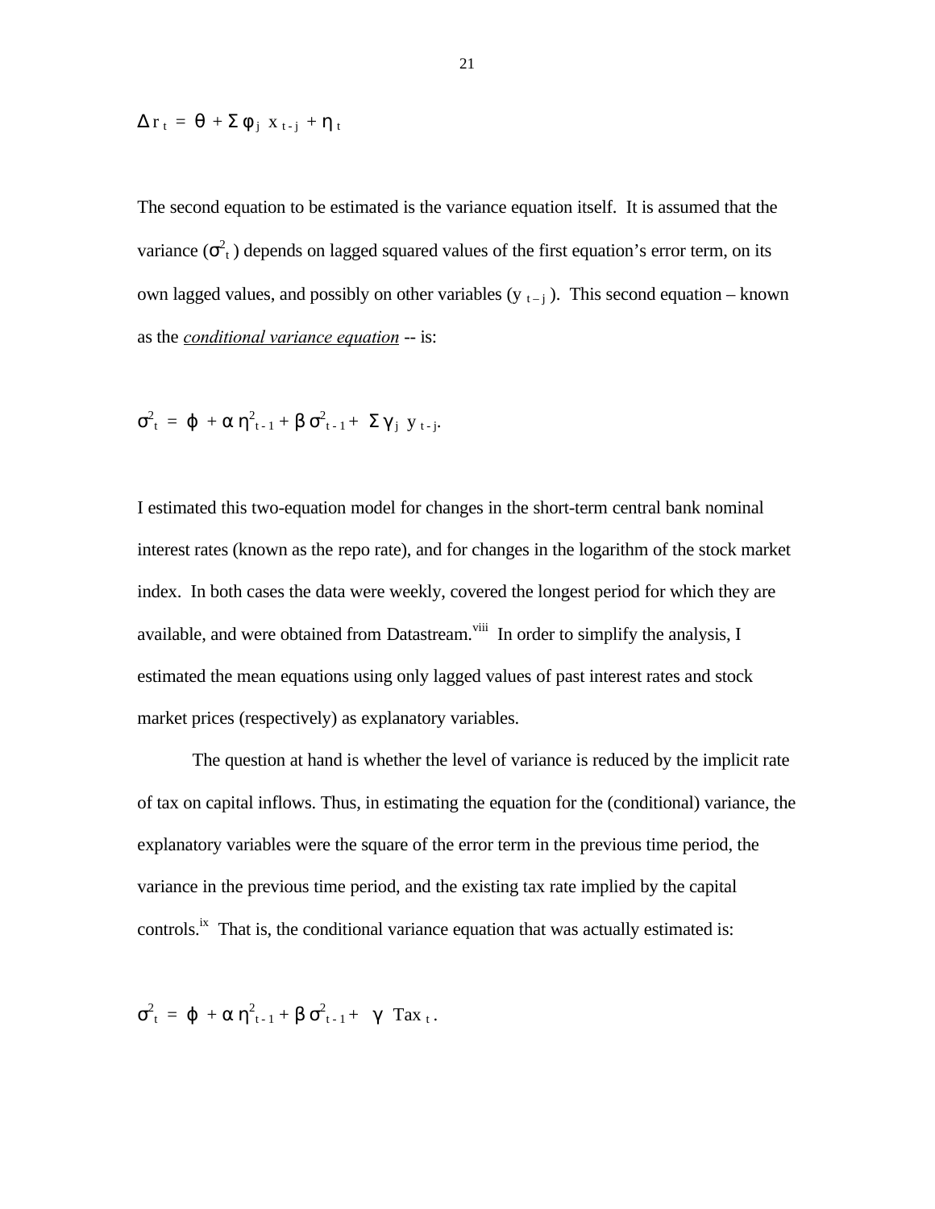$$\Delta r_t = \theta + \Sigma \phi_j \, x_{t-j} + \eta_t$$

The second equation to be estimated is the variance equation itself. It is assumed that the variance ($\sigma^2_t$) depends on lagged squared values of the first equation's error term, on its own lagged values, and possibly on other variables ($y_{t-j}$). This second equation – known as the *conditional variance equation* -- is:

$$\sigma^2_t = \varphi + \alpha \, \eta^2_{t-1} + \beta \, \sigma^2_{t-1} + \Sigma \gamma_j \, y_{t-j}.$$

I estimated this two-equation model for changes in the short-term central bank nominal interest rates (known as the repo rate), and for changes in the logarithm of the stock market index. In both cases the data were weekly, covered the longest period for which they are available, and were obtained from Datastream.[viii] In order to simplify the analysis, I estimated the mean equations using only lagged values of past interest rates and stock market prices (respectively) as explanatory variables.

The question at hand is whether the level of variance is reduced by the implicit rate of tax on capital inflows. Thus, in estimating the equation for the (conditional) variance, the explanatory variables were the square of the error term in the previous time period, the variance in the previous time period, and the existing tax rate implied by the capital controls.[ix] That is, the conditional variance equation that was actually estimated is:

$$\sigma^2_t = \varphi + \alpha \, \eta^2_{t-1} + \beta \, \sigma^2_{t-1} + \gamma \, \text{Tax}_t .$$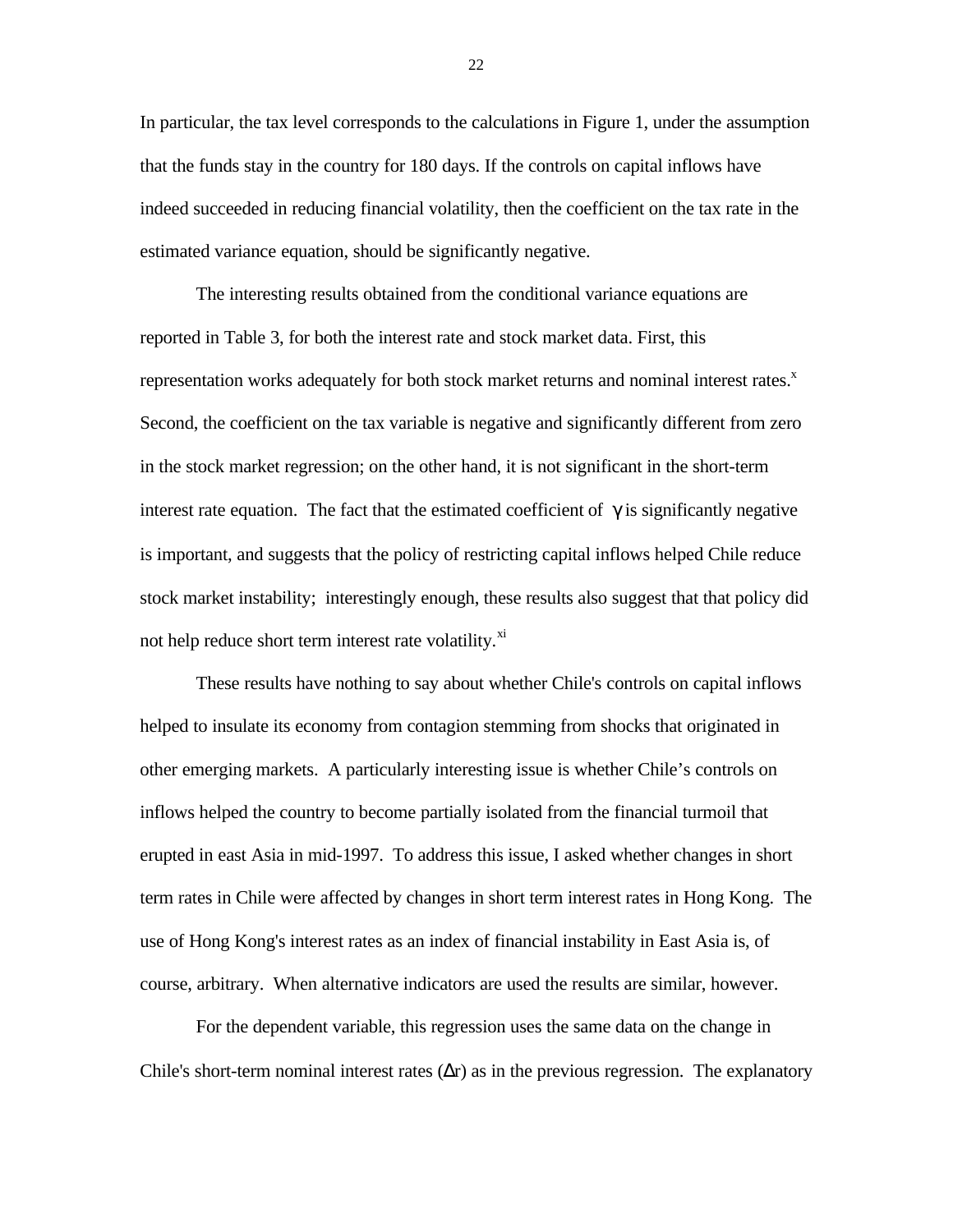In particular, the tax level corresponds to the calculations in Figure 1, under the assumption that the funds stay in the country for 180 days. If the controls on capital inflows have indeed succeeded in reducing financial volatility, then the coefficient on the tax rate in the estimated variance equation, should be significantly negative.

The interesting results obtained from the conditional variance equations are reported in Table 3, for both the interest rate and stock market data. First, this representation works adequately for both stock market returns and nominal interest rates.[x] Second, the coefficient on the tax variable is negative and significantly different from zero in the stock market regression; on the other hand, it is not significant in the short-term interest rate equation. The fact that the estimated coefficient of $\gamma$ is significantly negative is important, and suggests that the policy of restricting capital inflows helped Chile reduce stock market instability; interestingly enough, these results also suggest that that policy did not help reduce short term interest rate volatility.[xi]

These results have nothing to say about whether Chile's controls on capital inflows helped to insulate its economy from contagion stemming from shocks that originated in other emerging markets. A particularly interesting issue is whether Chile's controls on inflows helped the country to become partially isolated from the financial turmoil that erupted in east Asia in mid-1997. To address this issue, I asked whether changes in short term rates in Chile were affected by changes in short term interest rates in Hong Kong. The use of Hong Kong's interest rates as an index of financial instability in East Asia is, of course, arbitrary. When alternative indicators are used the results are similar, however.

For the dependent variable, this regression uses the same data on the change in Chile's short-term nominal interest rates ($\Delta r$) as in the previous regression. The explanatory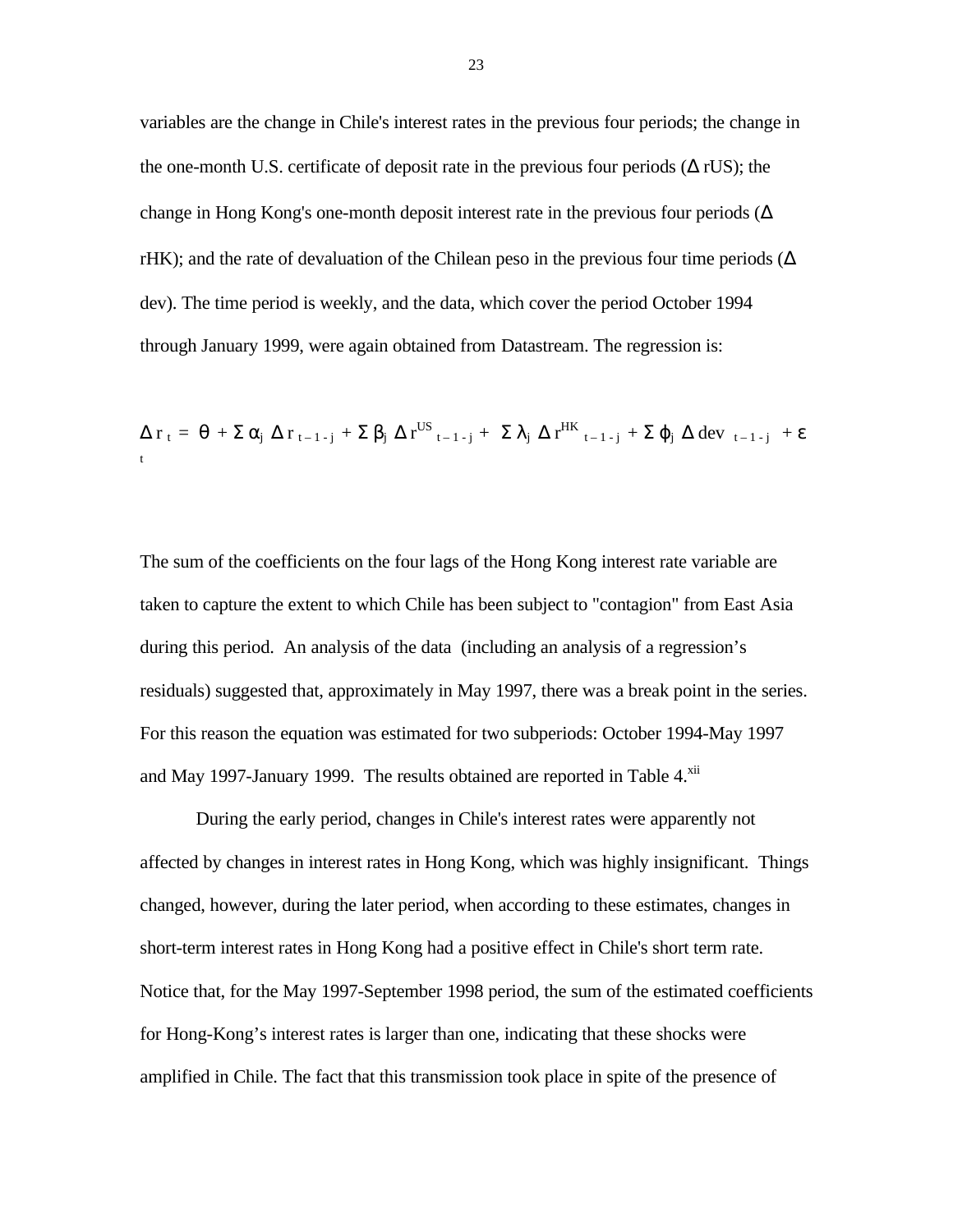variables are the change in Chile's interest rates in the previous four periods; the change in the one-month U.S. certificate of deposit rate in the previous four periods ($\Delta$ rUS); the change in Hong Kong's one-month deposit interest rate in the previous four periods ($\Delta$ rHK); and the rate of devaluation of the Chilean peso in the previous four time periods ($\Delta$ dev). The time period is weekly, and the data, which cover the period October 1994 through January 1999, were again obtained from Datastream. The regression is:

$$\Delta r_t = \theta + \Sigma \alpha_j \Delta r_{t-1-j} + \Sigma \beta_j \Delta r^{US}_{t-1-j} + \Sigma \lambda_j \Delta r^{HK}_{t-1-j} + \Sigma \phi_j \Delta dev_{t-1-j} + \varepsilon_t$$

The sum of the coefficients on the four lags of the Hong Kong interest rate variable are taken to capture the extent to which Chile has been subject to "contagion" from East Asia during this period. An analysis of the data (including an analysis of a regression's residuals) suggested that, approximately in May 1997, there was a break point in the series. For this reason the equation was estimated for two subperiods: October 1994-May 1997 and May 1997-January 1999. The results obtained are reported in Table 4.[xii]

During the early period, changes in Chile's interest rates were apparently not affected by changes in interest rates in Hong Kong, which was highly insignificant. Things changed, however, during the later period, when according to these estimates, changes in short-term interest rates in Hong Kong had a positive effect in Chile's short term rate. Notice that, for the May 1997-September 1998 period, the sum of the estimated coefficients for Hong-Kong's interest rates is larger than one, indicating that these shocks were amplified in Chile. The fact that this transmission took place in spite of the presence of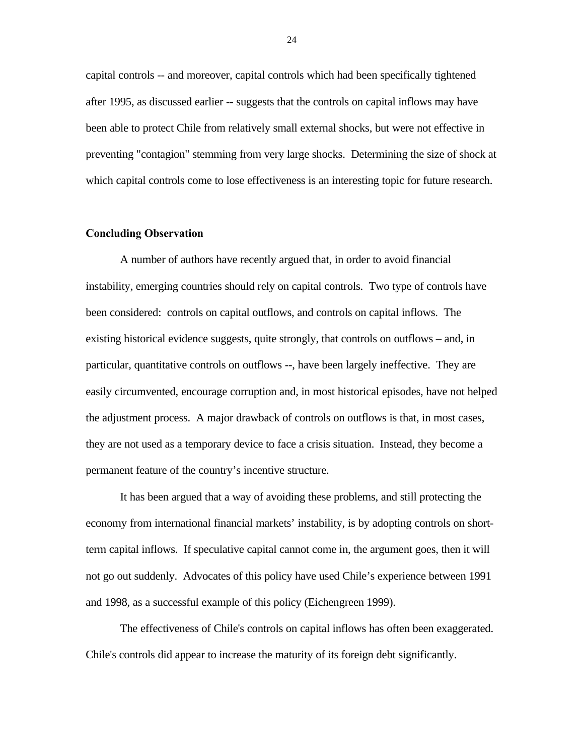capital controls -- and moreover, capital controls which had been specifically tightened after 1995, as discussed earlier -- suggests that the controls on capital inflows may have been able to protect Chile from relatively small external shocks, but were not effective in preventing "contagion" stemming from very large shocks. Determining the size of shock at which capital controls come to lose effectiveness is an interesting topic for future research.

**Concluding Observation**

A number of authors have recently argued that, in order to avoid financial instability, emerging countries should rely on capital controls. Two type of controls have been considered: controls on capital outflows, and controls on capital inflows. The existing historical evidence suggests, quite strongly, that controls on outflows – and, in particular, quantitative controls on outflows --, have been largely ineffective. They are easily circumvented, encourage corruption and, in most historical episodes, have not helped the adjustment process. A major drawback of controls on outflows is that, in most cases, they are not used as a temporary device to face a crisis situation. Instead, they become a permanent feature of the country's incentive structure.

It has been argued that a way of avoiding these problems, and still protecting the economy from international financial markets' instability, is by adopting controls on short-term capital inflows. If speculative capital cannot come in, the argument goes, then it will not go out suddenly. Advocates of this policy have used Chile's experience between 1991 and 1998, as a successful example of this policy (Eichengreen 1999).

The effectiveness of Chile's controls on capital inflows has often been exaggerated. Chile's controls did appear to increase the maturity of its foreign debt significantly.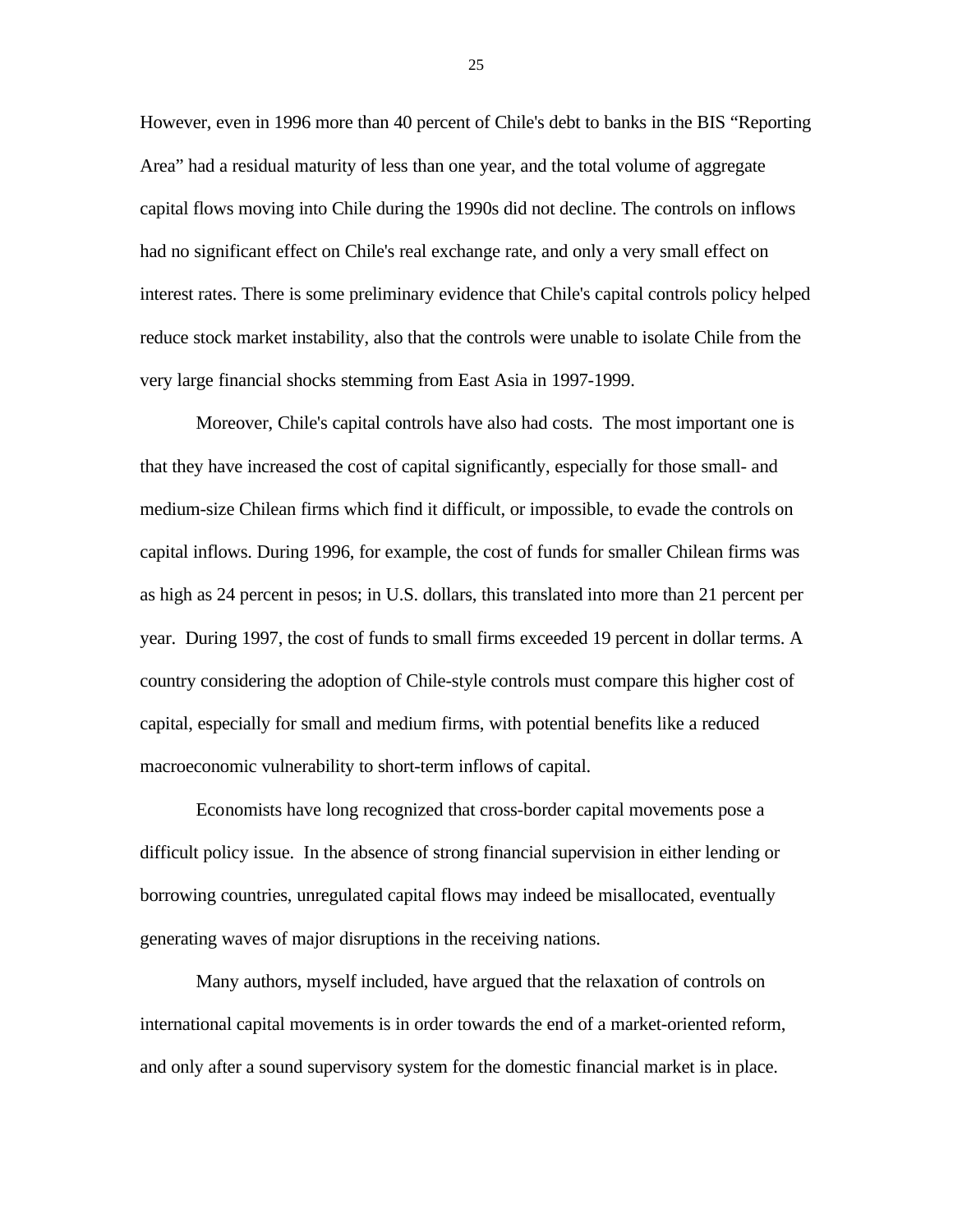However, even in 1996 more than 40 percent of Chile's debt to banks in the BIS "Reporting Area" had a residual maturity of less than one year, and the total volume of aggregate capital flows moving into Chile during the 1990s did not decline. The controls on inflows had no significant effect on Chile's real exchange rate, and only a very small effect on interest rates. There is some preliminary evidence that Chile's capital controls policy helped reduce stock market instability, also that the controls were unable to isolate Chile from the very large financial shocks stemming from East Asia in 1997-1999.

Moreover, Chile's capital controls have also had costs. The most important one is that they have increased the cost of capital significantly, especially for those small- and medium-size Chilean firms which find it difficult, or impossible, to evade the controls on capital inflows. During 1996, for example, the cost of funds for smaller Chilean firms was as high as 24 percent in pesos; in U.S. dollars, this translated into more than 21 percent per year. During 1997, the cost of funds to small firms exceeded 19 percent in dollar terms. A country considering the adoption of Chile-style controls must compare this higher cost of capital, especially for small and medium firms, with potential benefits like a reduced macroeconomic vulnerability to short-term inflows of capital.

Economists have long recognized that cross-border capital movements pose a difficult policy issue. In the absence of strong financial supervision in either lending or borrowing countries, unregulated capital flows may indeed be misallocated, eventually generating waves of major disruptions in the receiving nations.

Many authors, myself included, have argued that the relaxation of controls on international capital movements is in order towards the end of a market-oriented reform, and only after a sound supervisory system for the domestic financial market is in place.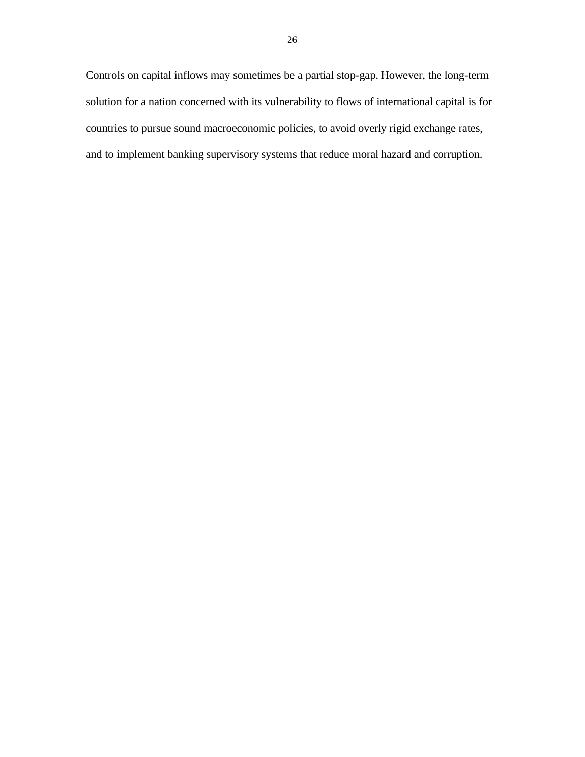Controls on capital inflows may sometimes be a partial stop-gap. However, the long-term solution for a nation concerned with its vulnerability to flows of international capital is for countries to pursue sound macroeconomic policies, to avoid overly rigid exchange rates, and to implement banking supervisory systems that reduce moral hazard and corruption.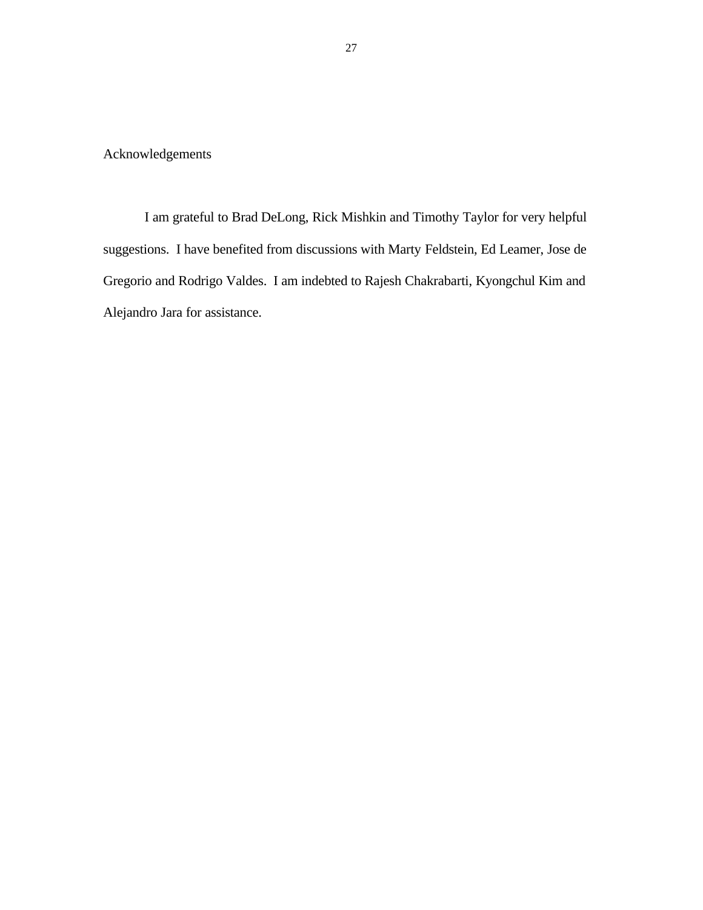## Acknowledgements

I am grateful to Brad DeLong, Rick Mishkin and Timothy Taylor for very helpful suggestions. I have benefited from discussions with Marty Feldstein, Ed Leamer, Jose de Gregorio and Rodrigo Valdes. I am indebted to Rajesh Chakrabarti, Kyongchul Kim and Alejandro Jara for assistance.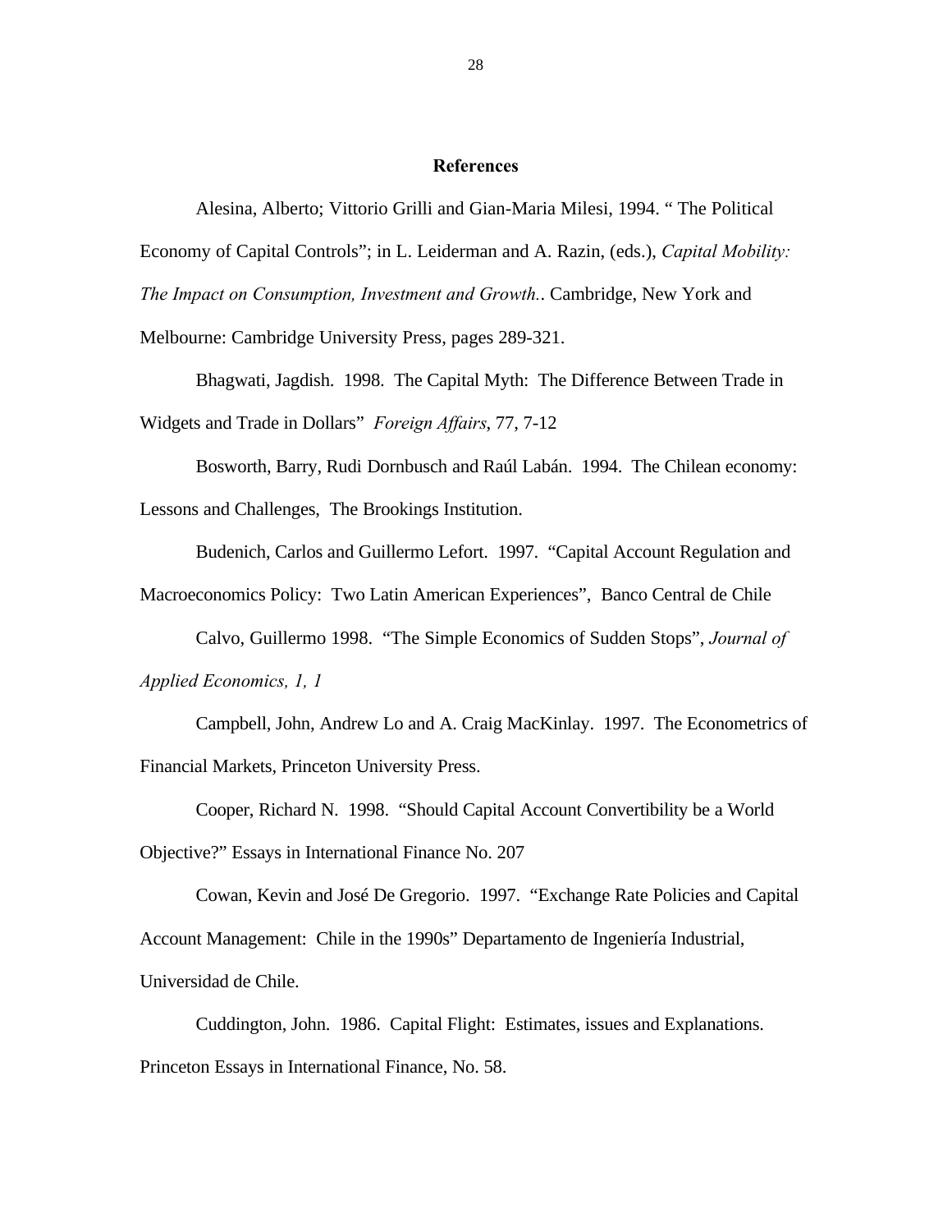## References

Alesina, Alberto; Vittorio Grilli and Gian-Maria Milesi, 1994. " The Political Economy of Capital Controls"; in L. Leiderman and A. Razin, (eds.), *Capital Mobility: The Impact on Consumption, Investment and Growth.*. Cambridge, New York and Melbourne: Cambridge University Press, pages 289-321.

Bhagwati, Jagdish. 1998. The Capital Myth: The Difference Between Trade in Widgets and Trade in Dollars" *Foreign Affairs*, 77, 7-12

Bosworth, Barry, Rudi Dornbusch and Raúl Labán. 1994. The Chilean economy: Lessons and Challenges, The Brookings Institution.

Budenich, Carlos and Guillermo Lefort. 1997. "Capital Account Regulation and Macroeconomics Policy: Two Latin American Experiences", Banco Central de Chile

Calvo, Guillermo 1998. "The Simple Economics of Sudden Stops", *Journal of Applied Economics, 1, 1*

Campbell, John, Andrew Lo and A. Craig MacKinlay. 1997. The Econometrics of Financial Markets, Princeton University Press.

Cooper, Richard N. 1998. "Should Capital Account Convertibility be a World Objective?" Essays in International Finance No. 207

Cowan, Kevin and José De Gregorio. 1997. "Exchange Rate Policies and Capital Account Management: Chile in the 1990s" Departamento de Ingeniería Industrial, Universidad de Chile.

Cuddington, John. 1986. Capital Flight: Estimates, issues and Explanations. Princeton Essays in International Finance, No. 58.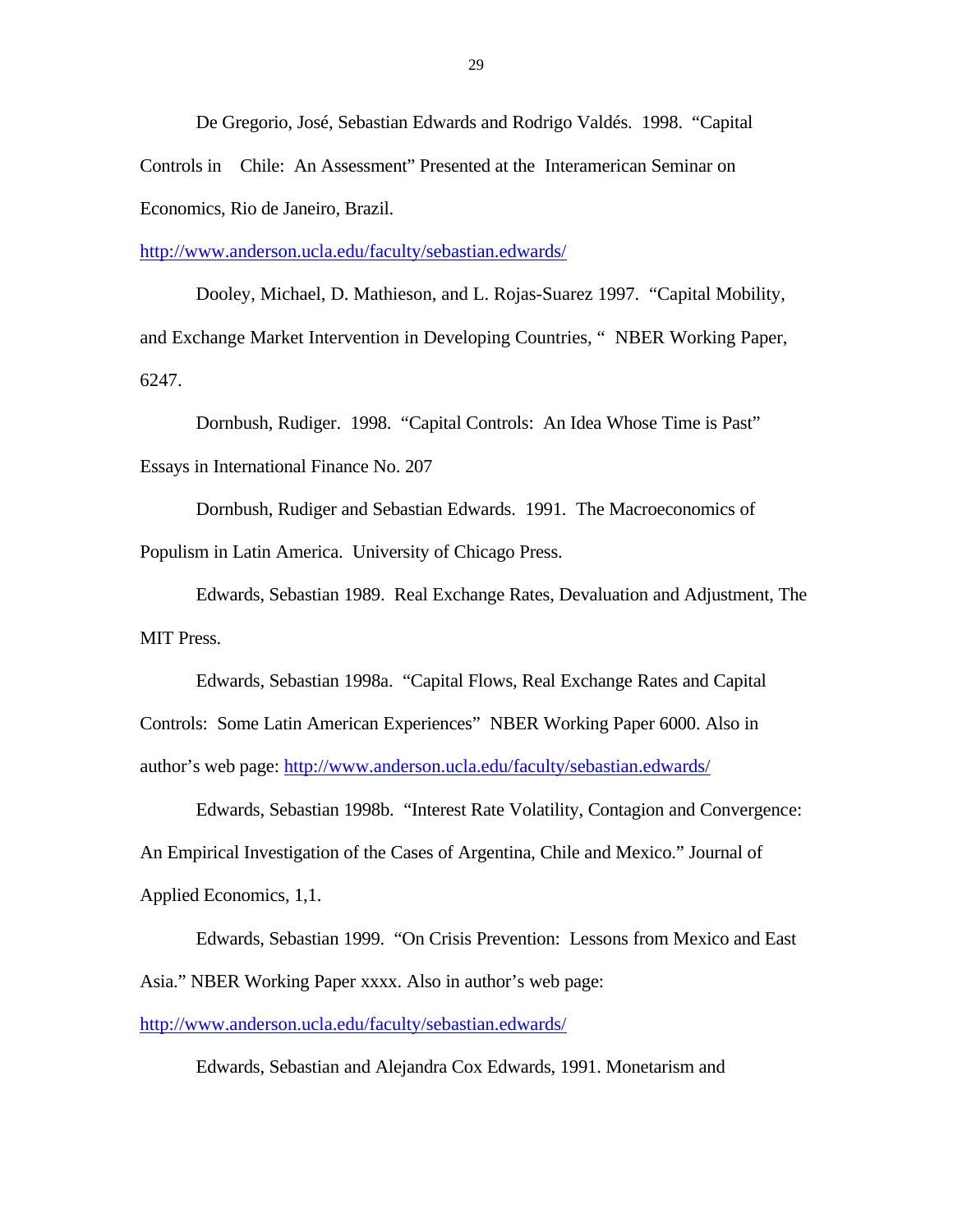De Gregorio, José, Sebastian Edwards and Rodrigo Valdés. 1998. "Capital Controls in Chile: An Assessment" Presented at the Interamerican Seminar on Economics, Rio de Janeiro, Brazil. http://www.anderson.ucla.edu/faculty/sebastian.edwards/

Dooley, Michael, D. Mathieson, and L. Rojas-Suarez 1997. "Capital Mobility, and Exchange Market Intervention in Developing Countries, " NBER Working Paper, 6247.

Dornbush, Rudiger. 1998. "Capital Controls: An Idea Whose Time is Past" Essays in International Finance No. 207

Dornbush, Rudiger and Sebastian Edwards. 1991. The Macroeconomics of Populism in Latin America. University of Chicago Press.

Edwards, Sebastian 1989. Real Exchange Rates, Devaluation and Adjustment, The MIT Press.

Edwards, Sebastian 1998a. "Capital Flows, Real Exchange Rates and Capital Controls: Some Latin American Experiences" NBER Working Paper 6000. Also in author's web page: http://www.anderson.ucla.edu/faculty/sebastian.edwards/

Edwards, Sebastian 1998b. "Interest Rate Volatility, Contagion and Convergence: An Empirical Investigation of the Cases of Argentina, Chile and Mexico." Journal of Applied Economics, 1,1.

Edwards, Sebastian 1999. "On Crisis Prevention: Lessons from Mexico and East Asia." NBER Working Paper xxxx. Also in author's web page: http://www.anderson.ucla.edu/faculty/sebastian.edwards/

Edwards, Sebastian and Alejandra Cox Edwards, 1991. Monetarism and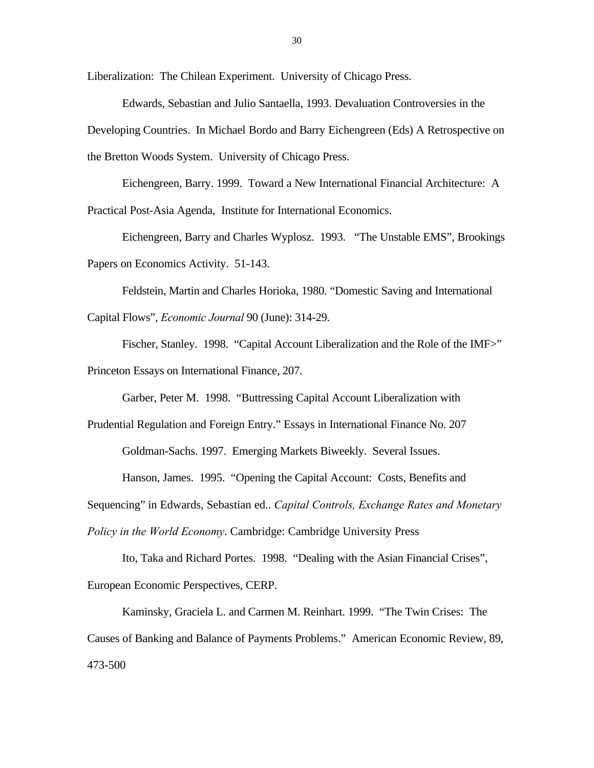Liberalization: The Chilean Experiment. University of Chicago Press.

Edwards, Sebastian and Julio Santaella, 1993. Devaluation Controversies in the Developing Countries. In Michael Bordo and Barry Eichengreen (Eds) A Retrospective on the Bretton Woods System. University of Chicago Press.

Eichengreen, Barry. 1999. Toward a New International Financial Architecture: A Practical Post-Asia Agenda, Institute for International Economics.

Eichengreen, Barry and Charles Wyplosz. 1993. "The Unstable EMS", Brookings Papers on Economics Activity. 51-143.

Feldstein, Martin and Charles Horioka, 1980. "Domestic Saving and International Capital Flows", *Economic Journal* 90 (June): 314-29.

Fischer, Stanley. 1998. "Capital Account Liberalization and the Role of the IMF>" Princeton Essays on International Finance, 207.

Garber, Peter M. 1998. "Buttressing Capital Account Liberalization with Prudential Regulation and Foreign Entry." Essays in International Finance No. 207

Goldman-Sachs. 1997. Emerging Markets Biweekly. Several Issues.

Hanson, James. 1995. "Opening the Capital Account: Costs, Benefits and Sequencing" in Edwards, Sebastian ed.. *Capital Controls, Exchange Rates and Monetary Policy in the World Economy*. Cambridge: Cambridge University Press

Ito, Taka and Richard Portes. 1998. "Dealing with the Asian Financial Crises", European Economic Perspectives, CERP.

Kaminsky, Graciela L. and Carmen M. Reinhart. 1999. "The Twin Crises: The Causes of Banking and Balance of Payments Problems." American Economic Review, 89, 473-500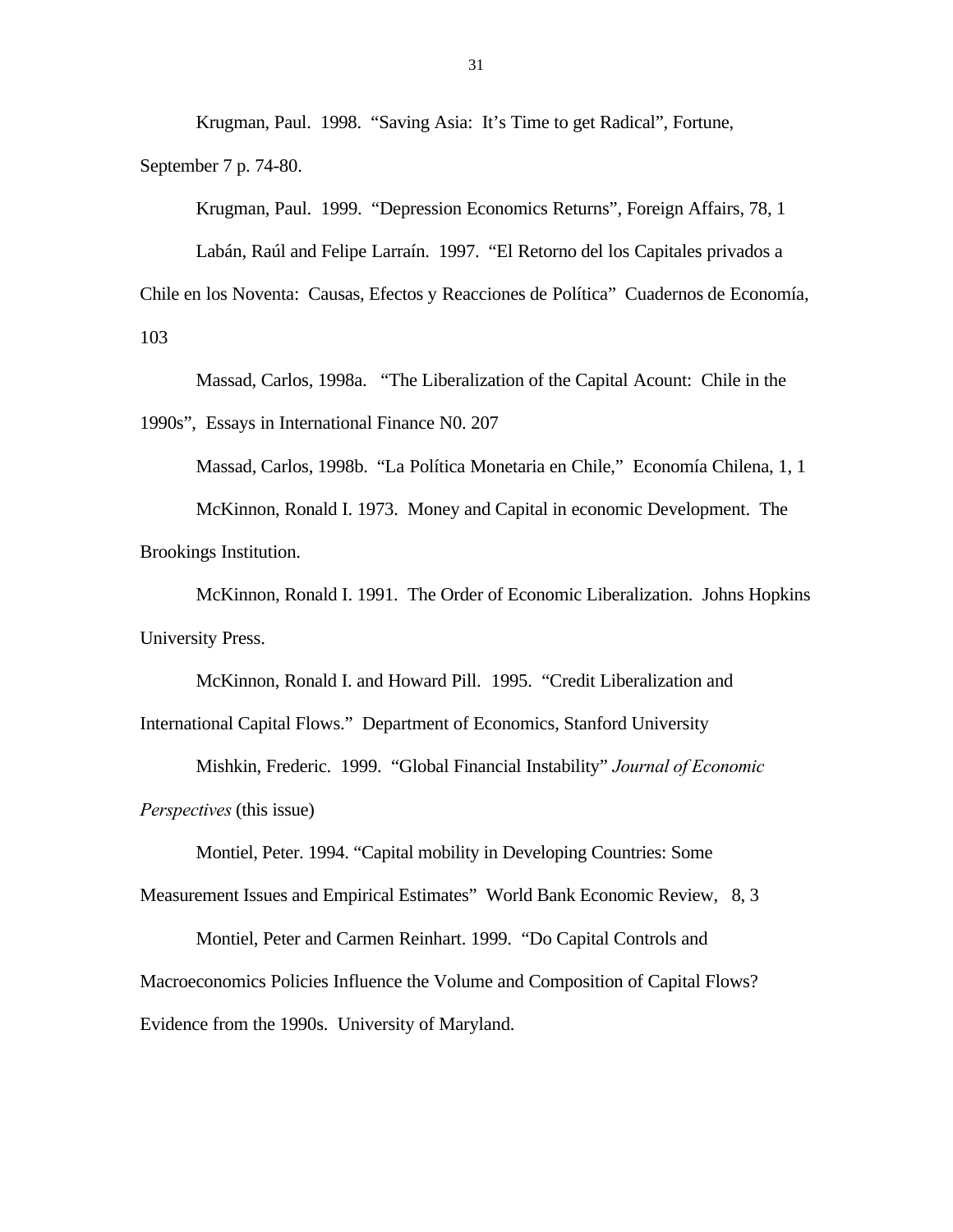Krugman, Paul. 1998. "Saving Asia: It's Time to get Radical", Fortune, September 7 p. 74-80.

Krugman, Paul. 1999. "Depression Economics Returns", Foreign Affairs, 78, 1

Labán, Raúl and Felipe Larraín. 1997. "El Retorno del los Capitales privados a Chile en los Noventa: Causas, Efectos y Reacciones de Política" Cuadernos de Economía, 103

Massad, Carlos, 1998a. "The Liberalization of the Capital Acount: Chile in the 1990s", Essays in International Finance N0. 207

Massad, Carlos, 1998b. "La Política Monetaria en Chile," Economía Chilena, 1, 1

McKinnon, Ronald I. 1973. Money and Capital in economic Development. The Brookings Institution.

McKinnon, Ronald I. 1991. The Order of Economic Liberalization. Johns Hopkins University Press.

McKinnon, Ronald I. and Howard Pill. 1995. "Credit Liberalization and International Capital Flows." Department of Economics, Stanford University

Mishkin, Frederic. 1999. "Global Financial Instability" *Journal of Economic Perspectives* (this issue)

Montiel, Peter. 1994. "Capital mobility in Developing Countries: Some Measurement Issues and Empirical Estimates" World Bank Economic Review, 8, 3

Montiel, Peter and Carmen Reinhart. 1999. "Do Capital Controls and Macroeconomics Policies Influence the Volume and Composition of Capital Flows? Evidence from the 1990s. University of Maryland.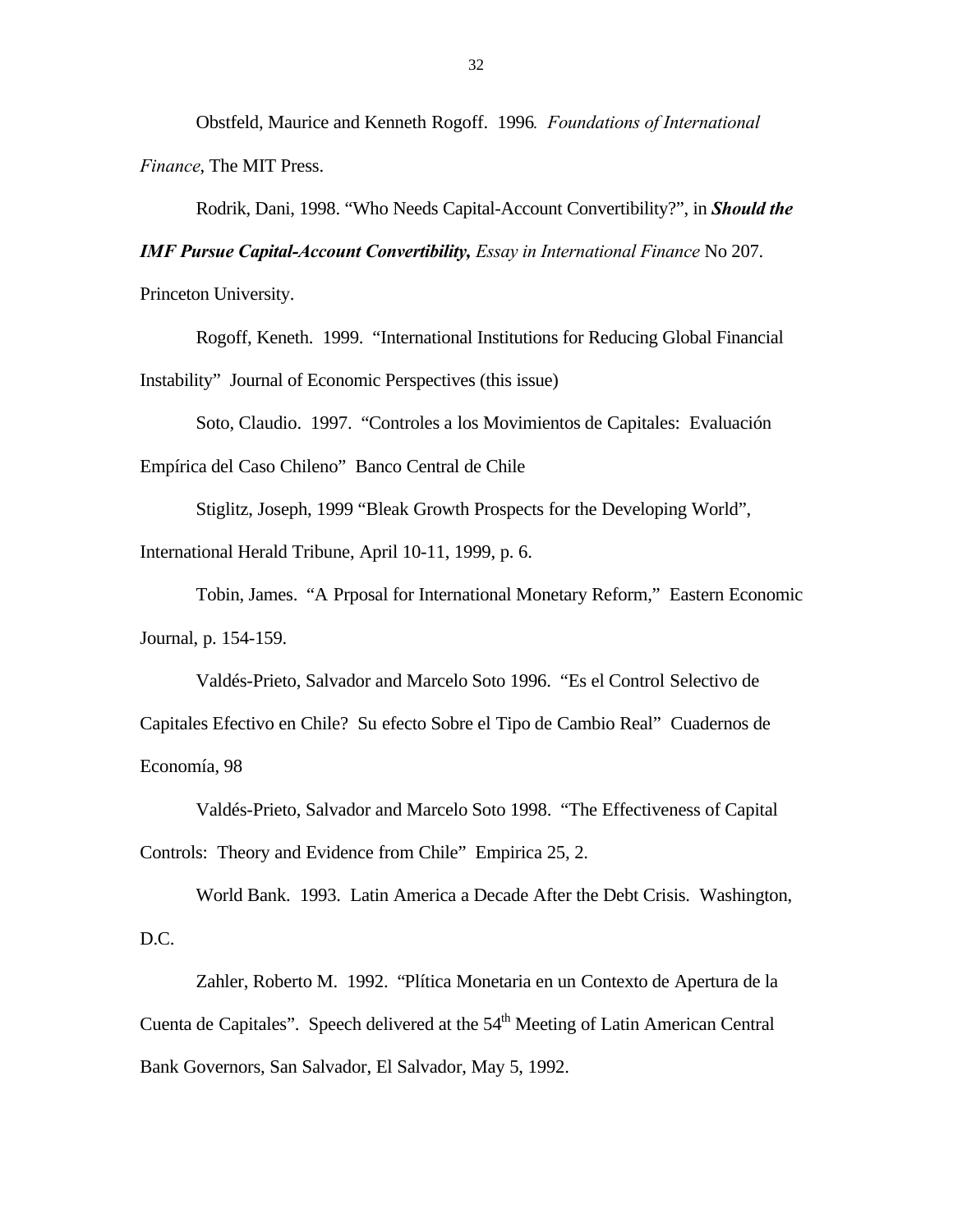Obstfeld, Maurice and Kenneth Rogoff. 1996. *Foundations of International Finance*, The MIT Press.

Rodrik, Dani, 1998. "Who Needs Capital-Account Convertibility?", in ***Should the IMF Pursue Capital-Account Convertibility,*** *Essay in International Finance* No 207. Princeton University.

Rogoff, Keneth. 1999. "International Institutions for Reducing Global Financial Instability" Journal of Economic Perspectives (this issue)

Soto, Claudio. 1997. "Controles a los Movimientos de Capitales: Evaluación Empírica del Caso Chileno" Banco Central de Chile

Stiglitz, Joseph, 1999 "Bleak Growth Prospects for the Developing World", International Herald Tribune, April 10-11, 1999, p. 6.

Tobin, James. "A Prposal for International Monetary Reform," Eastern Economic Journal, p. 154-159.

Valdés-Prieto, Salvador and Marcelo Soto 1996. "Es el Control Selectivo de Capitales Efectivo en Chile? Su efecto Sobre el Tipo de Cambio Real" Cuadernos de Economía, 98

Valdés-Prieto, Salvador and Marcelo Soto 1998. "The Effectiveness of Capital Controls: Theory and Evidence from Chile" Empirica 25, 2.

World Bank. 1993. Latin America a Decade After the Debt Crisis. Washington, D.C.

Zahler, Roberto M. 1992. "Plítica Monetaria en un Contexto de Apertura de la Cuenta de Capitales". Speech delivered at the 54th Meeting of Latin American Central Bank Governors, San Salvador, El Salvador, May 5, 1992.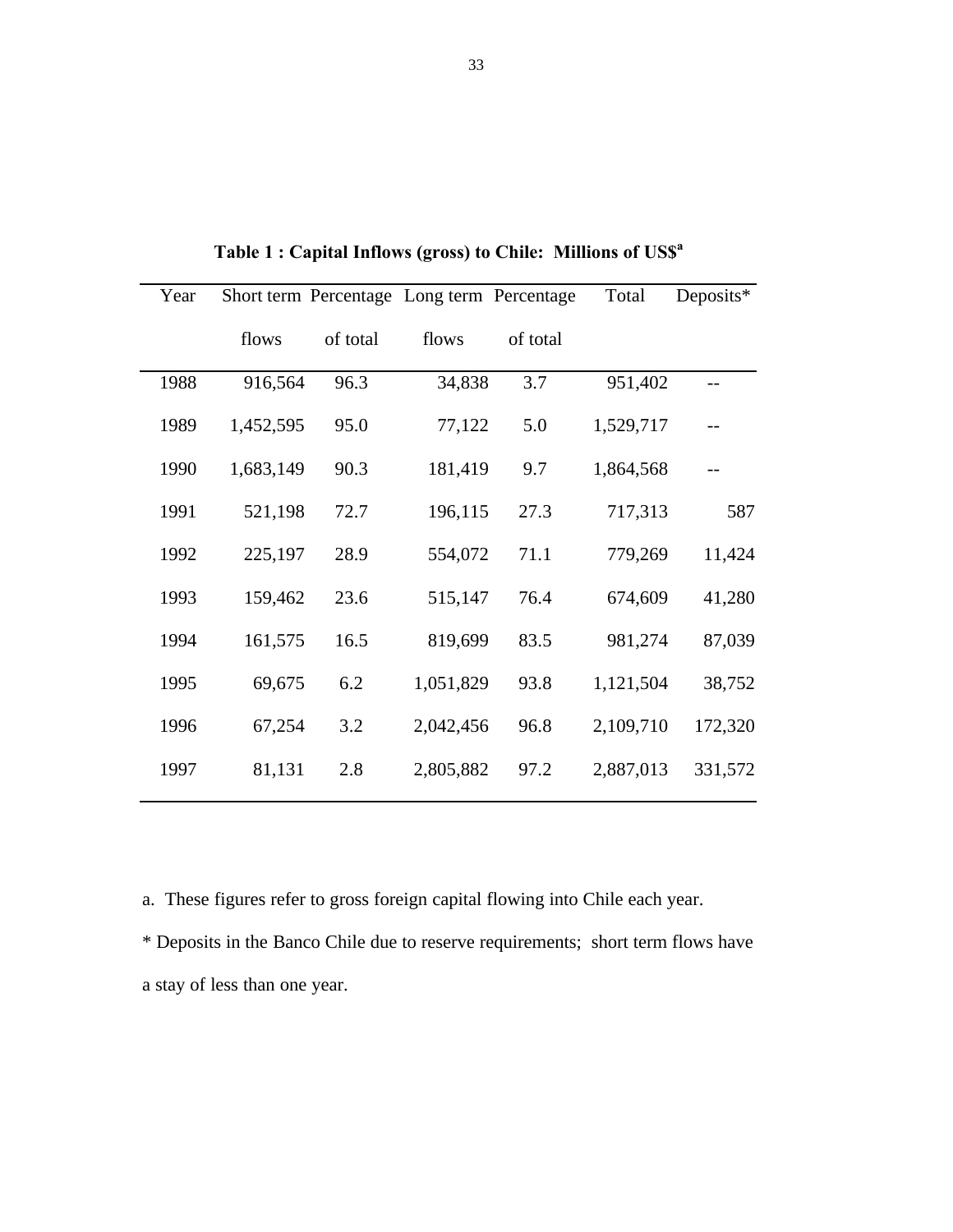**Table 1 : Capital Inflows (gross) to Chile: Millions of US$[a]**

| Year | Short term flows | Percentage of total | Long term flows | Percentage of total | Total | Deposits* |
|---|---|---|---|---|---|---|
| 1988 | 916,564 | 96.3 | 34,838 | 3.7 | 951,402 | -- |
| 1989 | 1,452,595 | 95.0 | 77,122 | 5.0 | 1,529,717 | -- |
| 1990 | 1,683,149 | 90.3 | 181,419 | 9.7 | 1,864,568 | -- |
| 1991 | 521,198 | 72.7 | 196,115 | 27.3 | 717,313 | 587 |
| 1992 | 225,197 | 28.9 | 554,072 | 71.1 | 779,269 | 11,424 |
| 1993 | 159,462 | 23.6 | 515,147 | 76.4 | 674,609 | 41,280 |
| 1994 | 161,575 | 16.5 | 819,699 | 83.5 | 981,274 | 87,039 |
| 1995 | 69,675 | 6.2 | 1,051,829 | 93.8 | 1,121,504 | 38,752 |
| 1996 | 67,254 | 3.2 | 2,042,456 | 96.8 | 2,109,710 | 172,320 |
| 1997 | 81,131 | 2.8 | 2,805,882 | 97.2 | 2,887,013 | 331,572 |

a. These figures refer to gross foreign capital flowing into Chile each year.

* Deposits in the Banco Chile due to reserve requirements; short term flows have a stay of less than one year.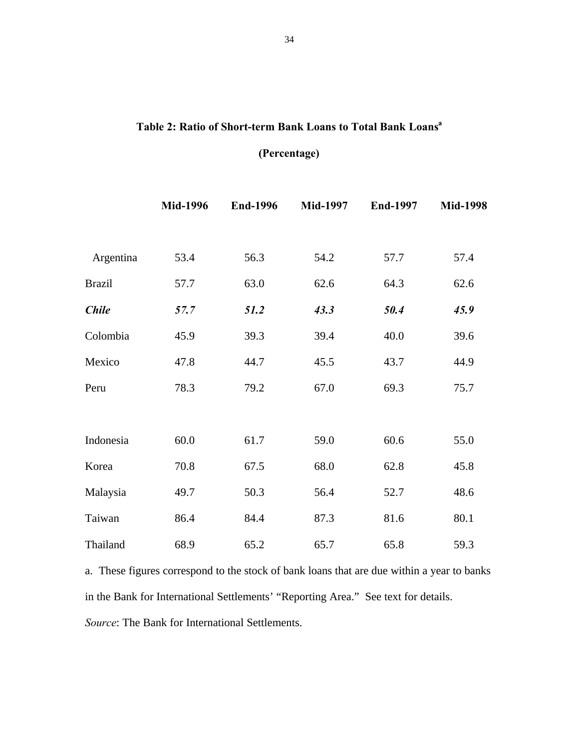**Table 2: Ratio of Short-term Bank Loans to Total Bank Loans[a]**

**(Percentage)**

| | Mid-1996 | End-1996 | Mid-1997 | End-1997 | Mid-1998 |
|---|---|---|---|---|---|
| Argentina | 53.4 | 56.3 | 54.2 | 57.7 | 57.4 |
| Brazil | 57.7 | 63.0 | 62.6 | 64.3 | 62.6 |
| ***Chile*** | ***57.7*** | ***51.2*** | ***43.3*** | ***50.4*** | ***45.9*** |
| Colombia | 45.9 | 39.3 | 39.4 | 40.0 | 39.6 |
| Mexico | 47.8 | 44.7 | 45.5 | 43.7 | 44.9 |
| Peru | 78.3 | 79.2 | 67.0 | 69.3 | 75.7 |
| | | | | | |
| Indonesia | 60.0 | 61.7 | 59.0 | 60.6 | 55.0 |
| Korea | 70.8 | 67.5 | 68.0 | 62.8 | 45.8 |
| Malaysia | 49.7 | 50.3 | 56.4 | 52.7 | 48.6 |
| Taiwan | 86.4 | 84.4 | 87.3 | 81.6 | 80.1 |
| Thailand | 68.9 | 65.2 | 65.7 | 65.8 | 59.3 |

a. These figures correspond to the stock of bank loans that are due within a year to banks in the Bank for International Settlements' "Reporting Area." See text for details.

*Source*: The Bank for International Settlements.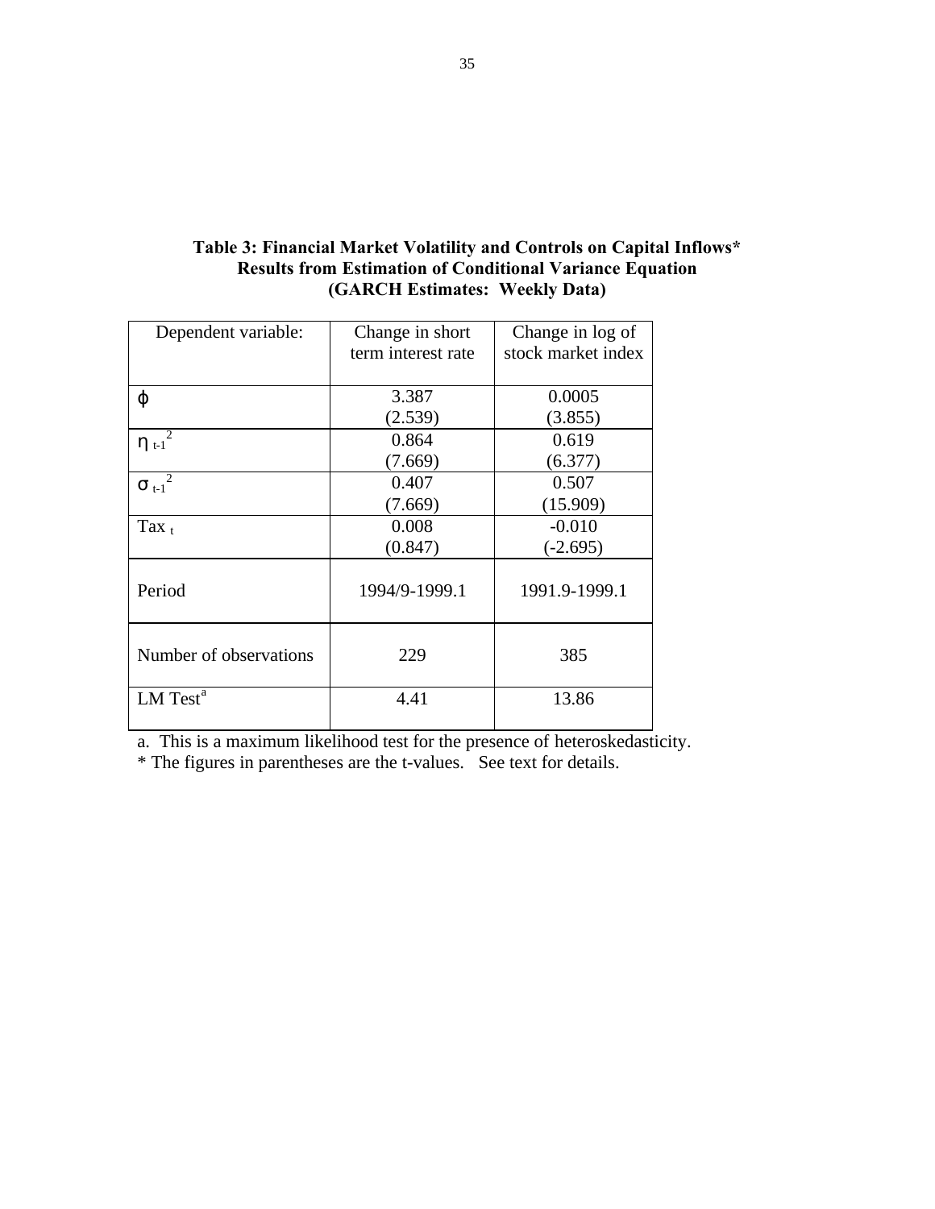**Table 3: Financial Market Volatility and Controls on Capital Inflows***
**Results from Estimation of Conditional Variance Equation**
**(GARCH Estimates: Weekly Data)**

| Dependent variable: | Change in short term interest rate | Change in log of stock market index |
|---|---|---|
| $\phi$ | 3.387 (2.539) | 0.0005 (3.855) |
| $\eta_{t-1}^{2}$ | 0.864 (7.669) | 0.619 (6.377) |
| $\sigma_{t-1}^{2}$ | 0.407 (7.669) | 0.507 (15.909) |
| $Tax_{t}$ | 0.008 (0.847) | -0.010 (-2.695) |
| Period | 1994/9-1999.1 | 1991.9-1999.1 |
| Number of observations | 229 | 385 |
| LM Test[a] | 4.41 | 13.86 |

a. This is a maximum likelihood test for the presence of heteroskedasticity.

* The figures in parentheses are the t-values. See text for details.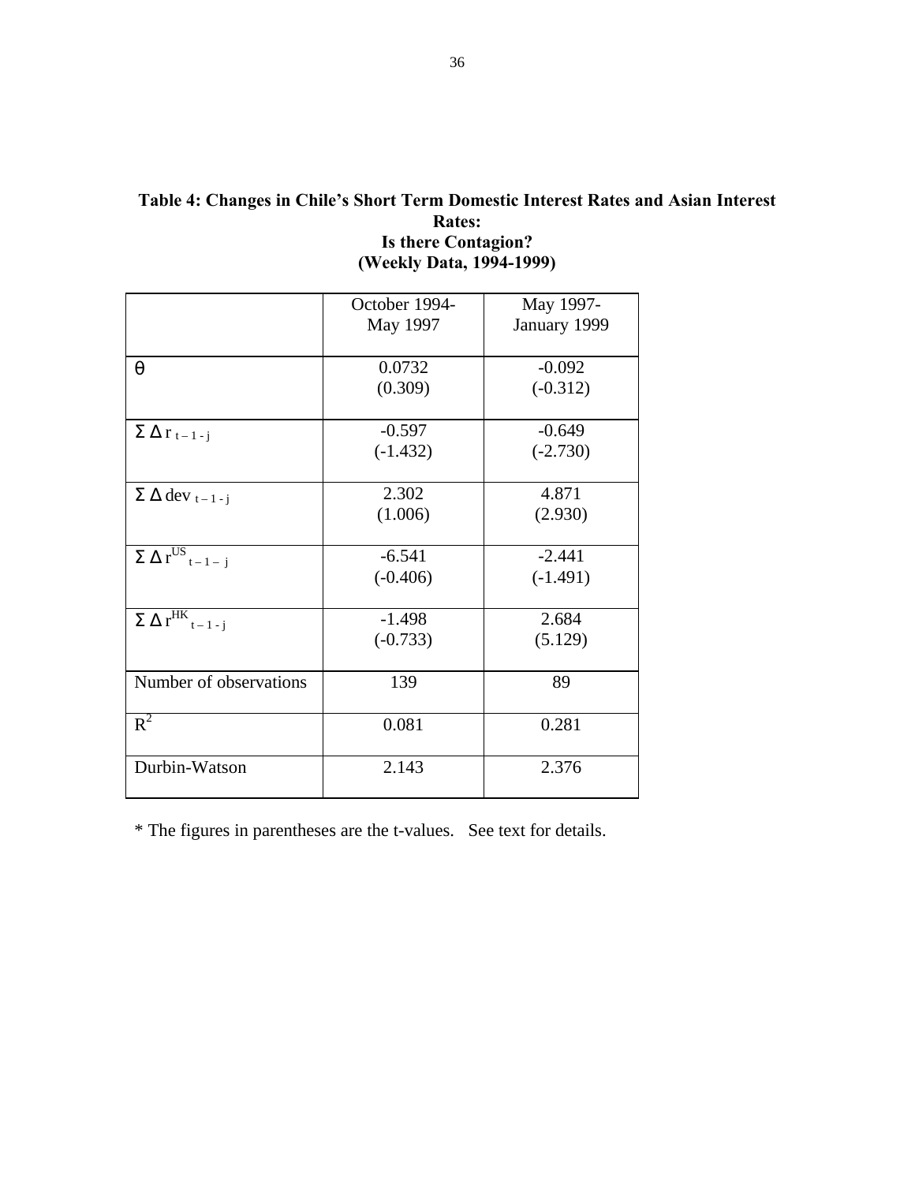**Table 4: Changes in Chile's Short Term Domestic Interest Rates and Asian Interest Rates:
Is there Contagion?
(Weekly Data, 1994-1999)**

| | October 1994-May 1997 | May 1997-January 1999 |
|---|---|---|
| $\theta$ | 0.0732 (0.309) | -0.092 (-0.312) |
| $\Sigma\, \Delta\, r_{t-1-j}$ | -0.597 (-1.432) | -0.649 (-2.730) |
| $\Sigma\, \Delta\, dev_{t-1-j}$ | 2.302 (1.006) | 4.871 (2.930) |
| $\Sigma\, \Delta\, r^{US}_{t-1-j}$ | -6.541 (-0.406) | -2.441 (-1.491) |
| $\Sigma\, \Delta\, r^{HK}_{t-1-j}$ | -1.498 (-0.733) | 2.684 (5.129) |
| Number of observations | 139 | 89 |
| $R^2$ | 0.081 | 0.281 |
| Durbin-Watson | 2.143 | 2.376 |

* The figures in parentheses are the t-values. See text for details.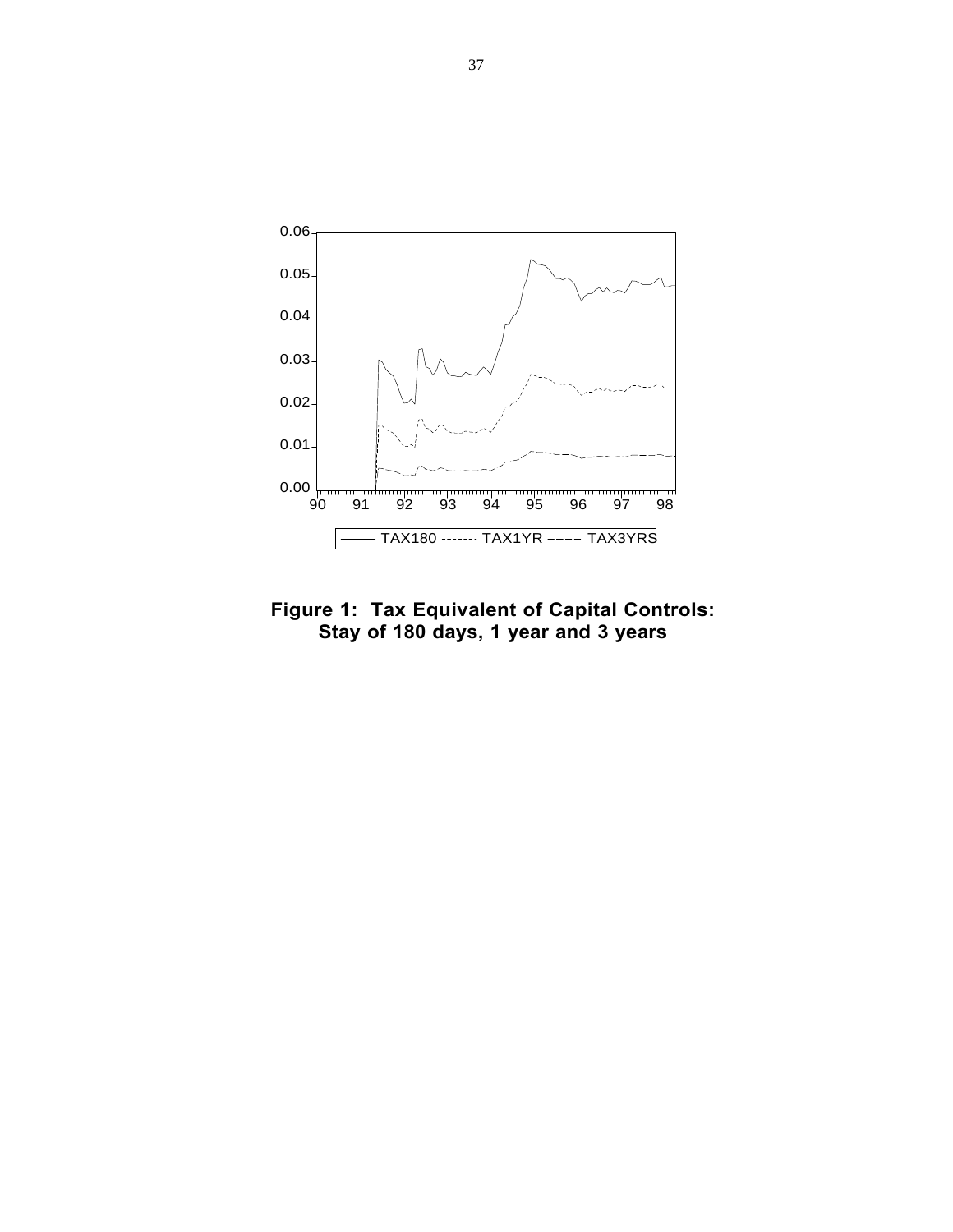**Figure 1: Tax Equivalent of Capital Controls: Stay of 180 days, 1 year and 3 years**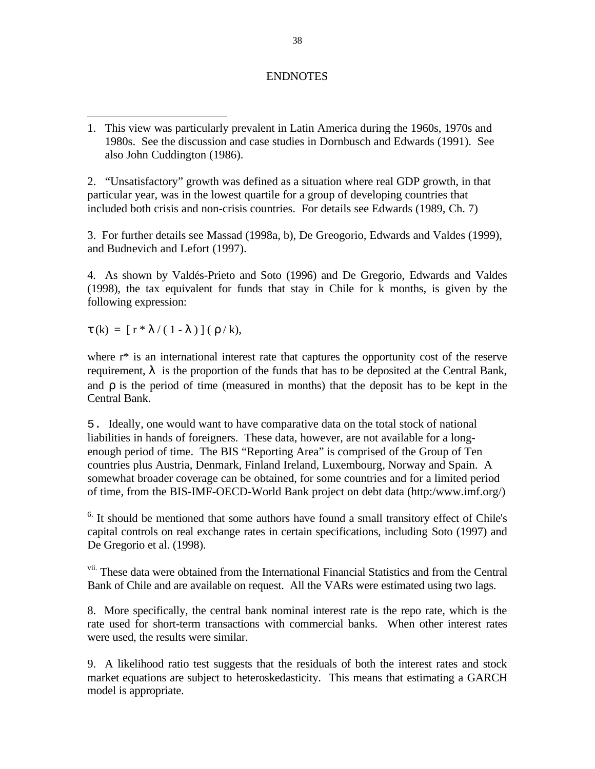# ENDNOTES

1. This view was particularly prevalent in Latin America during the 1960s, 1970s and 1980s. See the discussion and case studies in Dornbusch and Edwards (1991). See also John Cuddington (1986).

2. "Unsatisfactory" growth was defined as a situation where real GDP growth, in that particular year, was in the lowest quartile for a group of developing countries that included both crisis and non-crisis countries. For details see Edwards (1989, Ch. 7)

3. For further details see Massad (1998a, b), De Greogorio, Edwards and Valdes (1999), and Budnevich and Lefort (1997).

4. As shown by Valdés-Prieto and Soto (1996) and De Gregorio, Edwards and Valdes (1998), the tax equivalent for funds that stay in Chile for k months, is given by the following expression:

$$\tau(k) = [ r^* \lambda / ( 1 - \lambda ) ] ( \rho / k),$$

where r* is an international interest rate that captures the opportunity cost of the reserve requirement, $\lambda$ is the proportion of the funds that has to be deposited at the Central Bank, and $\rho$ is the period of time (measured in months) that the deposit has to be kept in the Central Bank.

5. Ideally, one would want to have comparative data on the total stock of national liabilities in hands of foreigners. These data, however, are not available for a long-enough period of time. The BIS "Reporting Area" is comprised of the Group of Ten countries plus Austria, Denmark, Finland Ireland, Luxembourg, Norway and Spain. A somewhat broader coverage can be obtained, for some countries and for a limited period of time, from the BIS-IMF-OECD-World Bank project on debt data (http:/www.imf.org/)

6. It should be mentioned that some authors have found a small transitory effect of Chile's capital controls on real exchange rates in certain specifications, including Soto (1997) and De Gregorio et al. (1998).

vii. These data were obtained from the International Financial Statistics and from the Central Bank of Chile and are available on request. All the VARs were estimated using two lags.

8. More specifically, the central bank nominal interest rate is the repo rate, which is the rate used for short-term transactions with commercial banks. When other interest rates were used, the results were similar.

9. A likelihood ratio test suggests that the residuals of both the interest rates and stock market equations are subject to heteroskedasticity. This means that estimating a GARCH model is appropriate.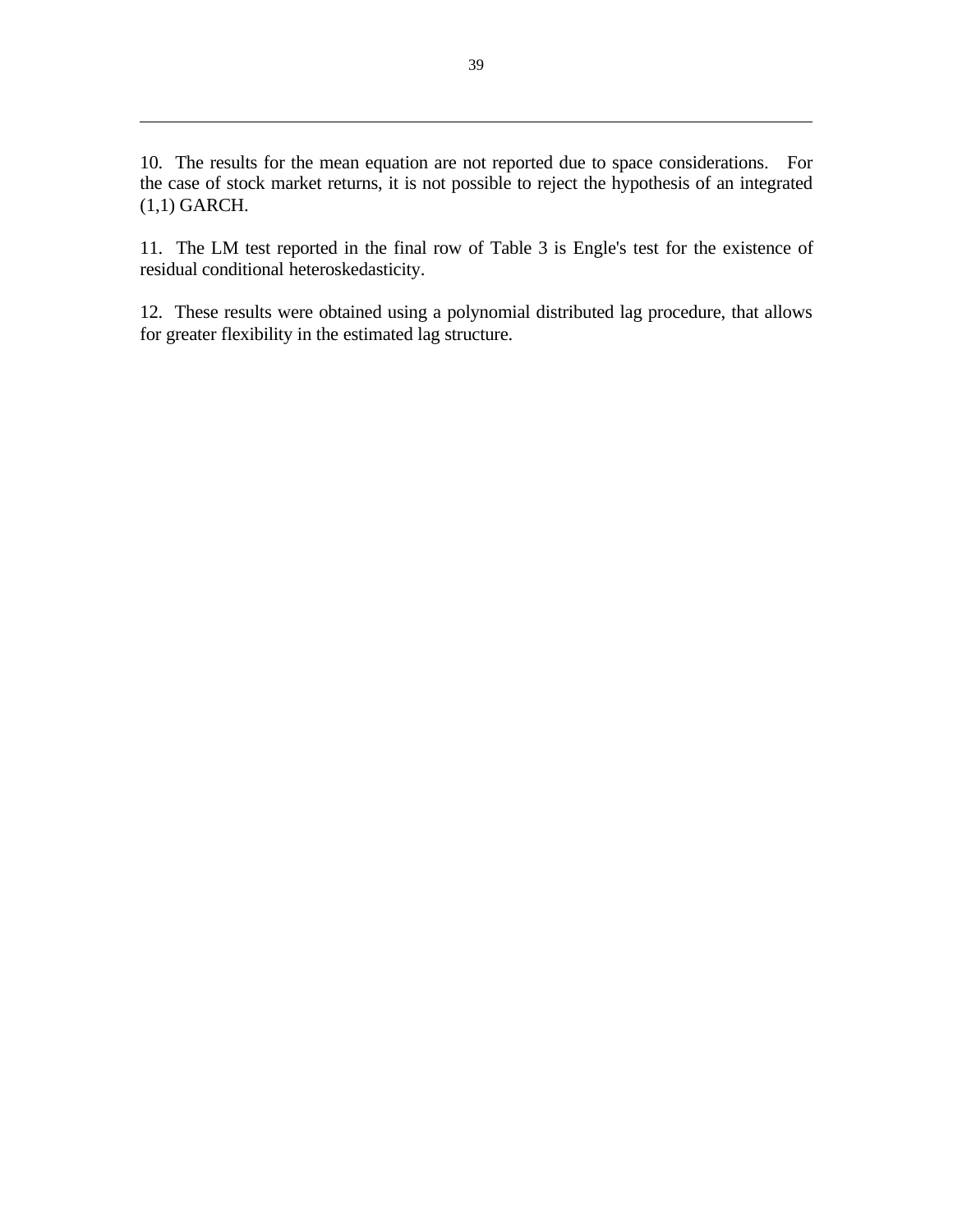10. The results for the mean equation are not reported due to space considerations. For the case of stock market returns, it is not possible to reject the hypothesis of an integrated (1,1) GARCH.

11. The LM test reported in the final row of Table 3 is Engle's test for the existence of residual conditional heteroskedasticity.

12. These results were obtained using a polynomial distributed lag procedure, that allows for greater flexibility in the estimated lag structure.